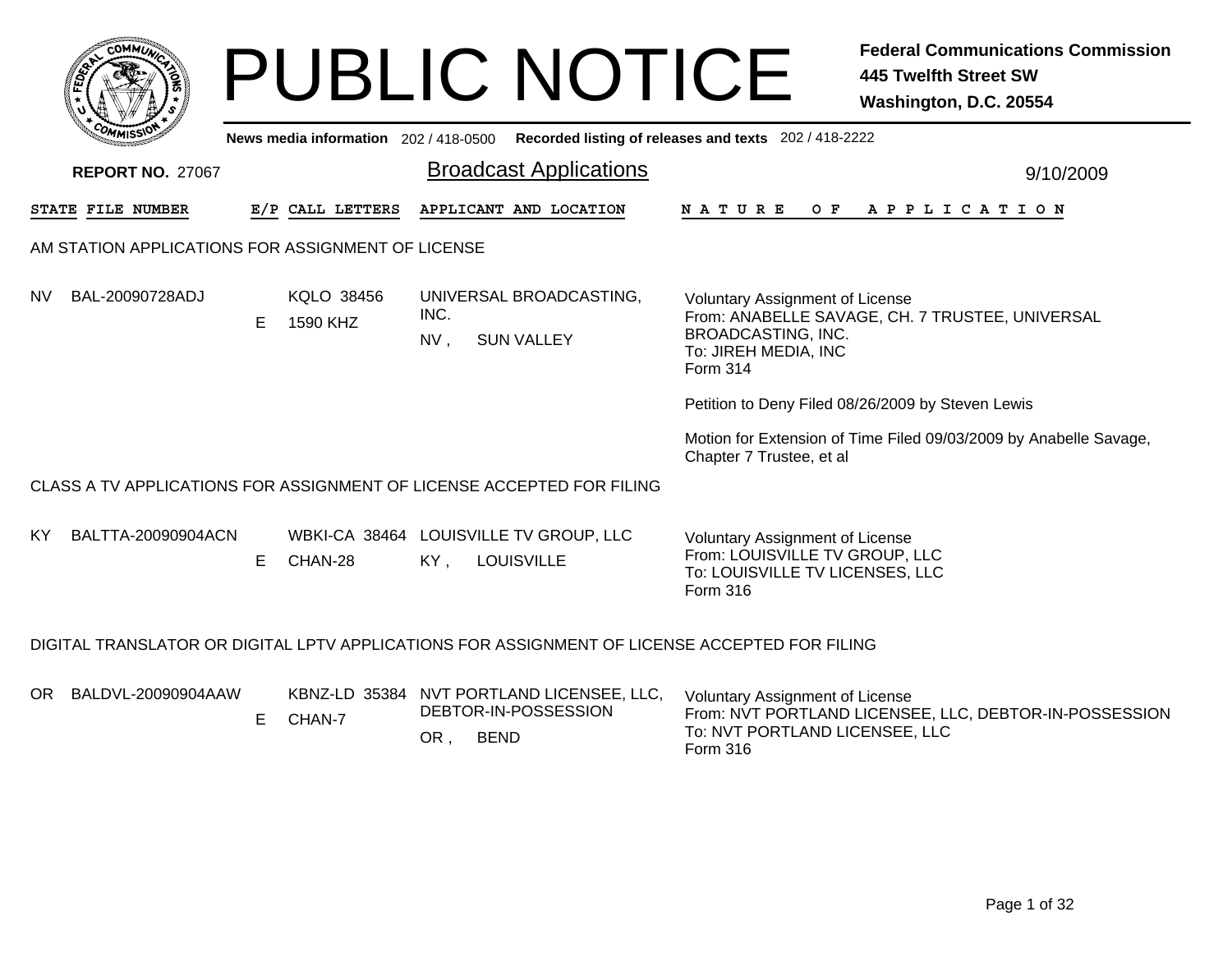# PUBLIC NOTICE

**Federal Communications Commission**
**445 Twelfth Street SW**
**Washington, D.C. 20554**

**News media information** 202 / 418-0500 **Recorded listing of releases and texts** 202 / 418-2222

**REPORT NO.** 27067

## Broadcast Applications

9/10/2009

| STATE | FILE NUMBER | E/P | CALL LETTERS | APPLICANT AND LOCATION | NATURE OF APPLICATION |
|---|---|---|---|---|---|

### AM STATION APPLICATIONS FOR ASSIGNMENT OF LICENSE

| STATE | FILE NUMBER | E/P | CALL LETTERS | APPLICANT AND LOCATION | NATURE OF APPLICATION |
|---|---|---|---|---|---|
| NV | BAL-20090728ADJ | E | KQLO 38456<br>1590 KHZ | UNIVERSAL BROADCASTING, INC.<br>NV , SUN VALLEY | Voluntary Assignment of License<br>From: ANABELLE SAVAGE, CH. 7 TRUSTEE, UNIVERSAL BROADCASTING, INC.<br>To: JIREH MEDIA, INC<br>Form 314<br><br>Petition to Deny Filed 08/26/2009 by Steven Lewis<br><br>Motion for Extension of Time Filed 09/03/2009 by Anabelle Savage, Chapter 7 Trustee, et al |

### CLASS A TV APPLICATIONS FOR ASSIGNMENT OF LICENSE ACCEPTED FOR FILING

| STATE | FILE NUMBER | E/P | CALL LETTERS | APPLICANT AND LOCATION | NATURE OF APPLICATION |
|---|---|---|---|---|---|
| KY | BALTTA-20090904ACN | E | WBKI-CA 38464<br>CHAN-28 | LOUISVILLE TV GROUP, LLC<br>KY , LOUISVILLE | Voluntary Assignment of License<br>From: LOUISVILLE TV GROUP, LLC<br>To: LOUISVILLE TV LICENSES, LLC<br>Form 316 |

### DIGITAL TRANSLATOR OR DIGITAL LPTV APPLICATIONS FOR ASSIGNMENT OF LICENSE ACCEPTED FOR FILING

| STATE | FILE NUMBER | E/P | CALL LETTERS | APPLICANT AND LOCATION | NATURE OF APPLICATION |
|---|---|---|---|---|---|
| OR | BALDVL-20090904AAW | E | KBNZ-LD 35384<br>CHAN-7 | NVT PORTLAND LICENSEE, LLC, DEBTOR-IN-POSSESSION<br>OR , BEND | Voluntary Assignment of License<br>From: NVT PORTLAND LICENSEE, LLC, DEBTOR-IN-POSSESSION<br>To: NVT PORTLAND LICENSEE, LLC<br>Form 316 |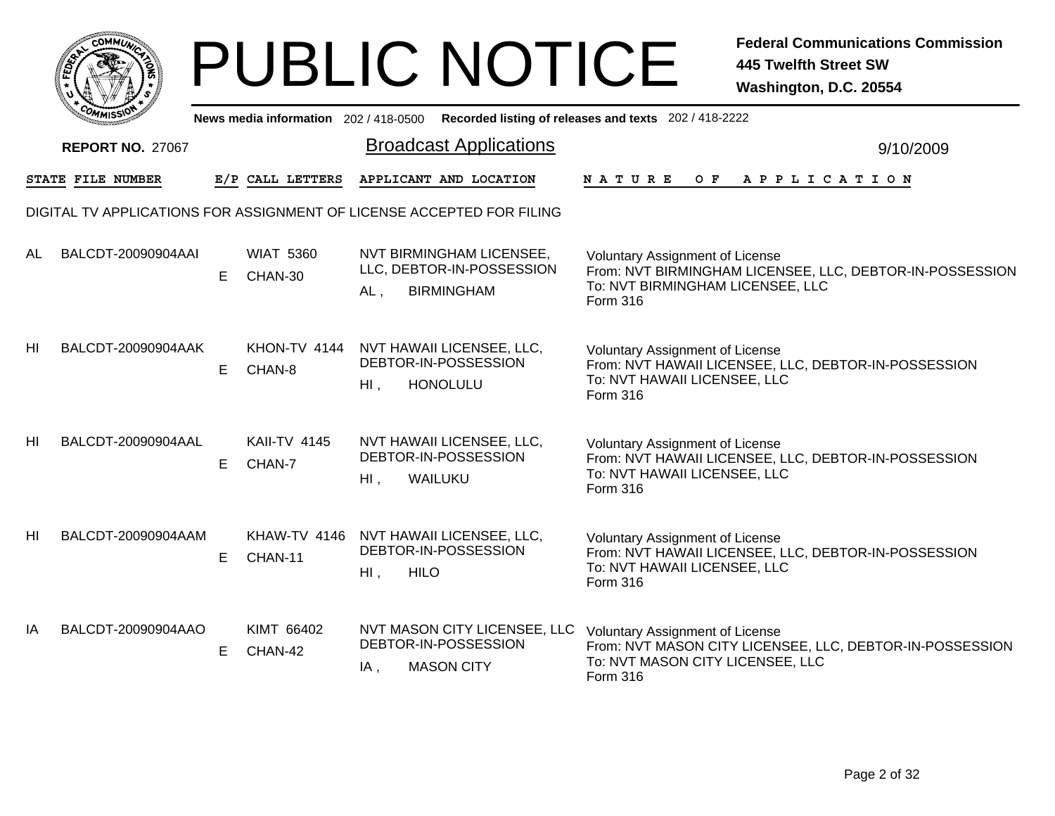# PUBLIC NOTICE

**Federal Communications Commission**
**445 Twelfth Street SW**
**Washington, D.C. 20554**

News media information 202 / 418-0500 Recorded listing of releases and texts 202 / 418-2222

**REPORT NO. 27067**

## Broadcast Applications

9/10/2009

DIGITAL TV APPLICATIONS FOR ASSIGNMENT OF LICENSE ACCEPTED FOR FILING

| STATE | FILE NUMBER | E/P | CALL LETTERS | APPLICANT AND LOCATION | NATURE OF APPLICATION |
|---|---|---|---|---|---|
| AL | BALCDT-20090904AAI | E | WIAT 5360<br>CHAN-30 | NVT BIRMINGHAM LICENSEE, LLC, DEBTOR-IN-POSSESSION<br>AL , BIRMINGHAM | Voluntary Assignment of License<br>From: NVT BIRMINGHAM LICENSEE, LLC, DEBTOR-IN-POSSESSION<br>To: NVT BIRMINGHAM LICENSEE, LLC<br>Form 316 |
| HI | BALCDT-20090904AAK | E | KHON-TV 4144<br>CHAN-8 | NVT HAWAII LICENSEE, LLC, DEBTOR-IN-POSSESSION<br>HI , HONOLULU | Voluntary Assignment of License<br>From: NVT HAWAII LICENSEE, LLC, DEBTOR-IN-POSSESSION<br>To: NVT HAWAII LICENSEE, LLC<br>Form 316 |
| HI | BALCDT-20090904AAL | E | KAII-TV 4145<br>CHAN-7 | NVT HAWAII LICENSEE, LLC, DEBTOR-IN-POSSESSION<br>HI , WAILUKU | Voluntary Assignment of License<br>From: NVT HAWAII LICENSEE, LLC, DEBTOR-IN-POSSESSION<br>To: NVT HAWAII LICENSEE, LLC<br>Form 316 |
| HI | BALCDT-20090904AAM | E | KHAW-TV 4146<br>CHAN-11 | NVT HAWAII LICENSEE, LLC, DEBTOR-IN-POSSESSION<br>HI , HILO | Voluntary Assignment of License<br>From: NVT HAWAII LICENSEE, LLC, DEBTOR-IN-POSSESSION<br>To: NVT HAWAII LICENSEE, LLC<br>Form 316 |
| IA | BALCDT-20090904AAO | E | KIMT 66402<br>CHAN-42 | NVT MASON CITY LICENSEE, LLC DEBTOR-IN-POSSESSION<br>IA , MASON CITY | Voluntary Assignment of License<br>From: NVT MASON CITY LICENSEE, LLC, DEBTOR-IN-POSSESSION<br>To: NVT MASON CITY LICENSEE, LLC<br>Form 316 |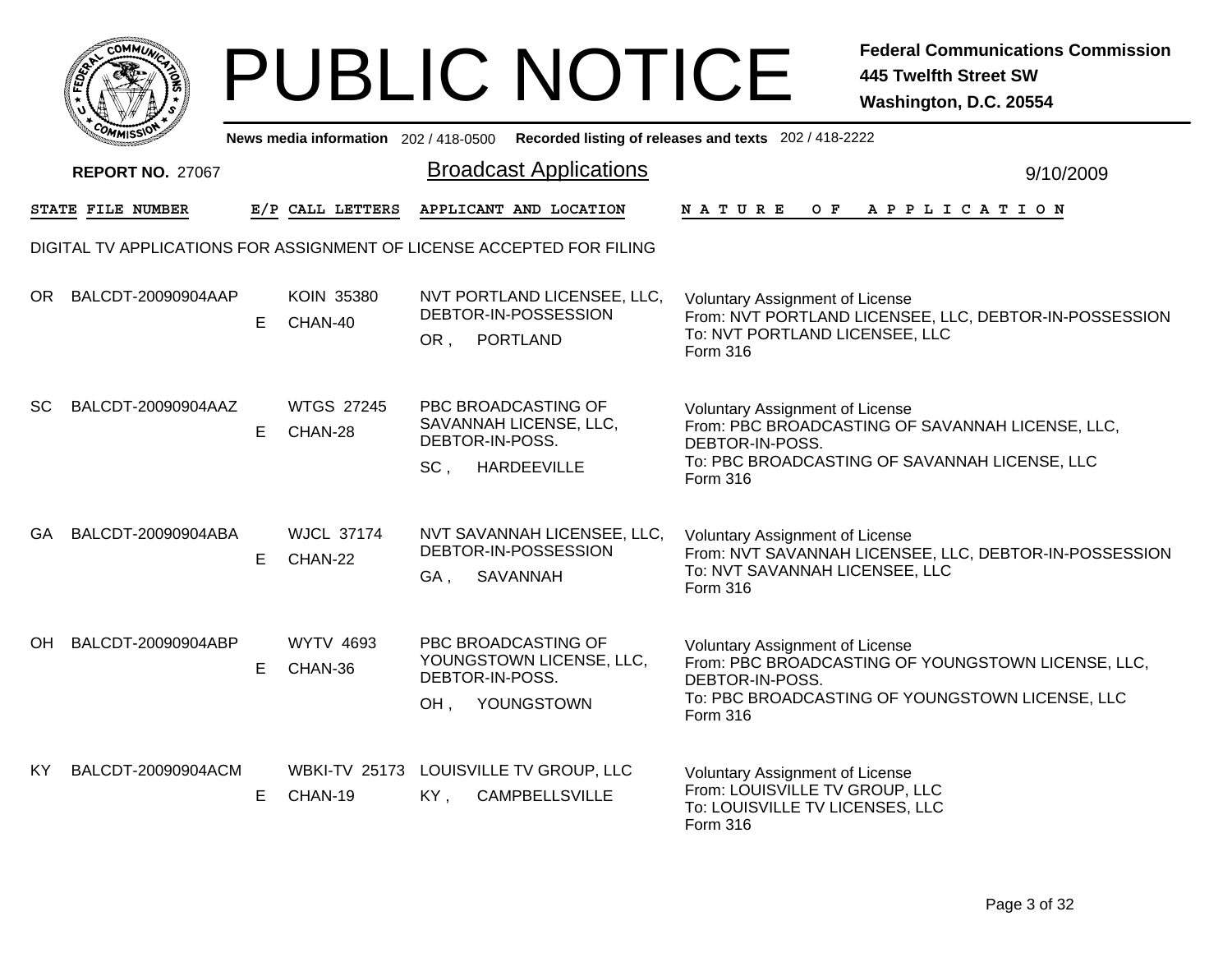# PUBLIC NOTICE

**Federal Communications Commission**
**445 Twelfth Street SW**
**Washington, D.C. 20554**

News media information 202 / 418-0500 Recorded listing of releases and texts 202 / 418-2222

**REPORT NO.** 27067

## Broadcast Applications

9/10/2009

DIGITAL TV APPLICATIONS FOR ASSIGNMENT OF LICENSE ACCEPTED FOR FILING

| STATE | FILE NUMBER | E/P | CALL LETTERS | APPLICANT AND LOCATION | NATURE OF APPLICATION |
|---|---|---|---|---|---|
| OR | BALCDT-20090904AAP | E | KOIN 35380 CHAN-40 | NVT PORTLAND LICENSEE, LLC, DEBTOR-IN-POSSESSION<br>OR , PORTLAND | Voluntary Assignment of License<br>From: NVT PORTLAND LICENSEE, LLC, DEBTOR-IN-POSSESSION<br>To: NVT PORTLAND LICENSEE, LLC<br>Form 316 |
| SC | BALCDT-20090904AAZ | E | WTGS 27245 CHAN-28 | PBC BROADCASTING OF SAVANNAH LICENSE, LLC, DEBTOR-IN-POSS.<br>SC , HARDEEVILLE | Voluntary Assignment of License<br>From: PBC BROADCASTING OF SAVANNAH LICENSE, LLC, DEBTOR-IN-POSS.<br>To: PBC BROADCASTING OF SAVANNAH LICENSE, LLC<br>Form 316 |
| GA | BALCDT-20090904ABA | E | WJCL 37174 CHAN-22 | NVT SAVANNAH LICENSEE, LLC, DEBTOR-IN-POSSESSION<br>GA , SAVANNAH | Voluntary Assignment of License<br>From: NVT SAVANNAH LICENSEE, LLC, DEBTOR-IN-POSSESSION<br>To: NVT SAVANNAH LICENSEE, LLC<br>Form 316 |
| OH | BALCDT-20090904ABP | E | WYTV 4693 CHAN-36 | PBC BROADCASTING OF YOUNGSTOWN LICENSE, LLC, DEBTOR-IN-POSS.<br>OH , YOUNGSTOWN | Voluntary Assignment of License<br>From: PBC BROADCASTING OF YOUNGSTOWN LICENSE, LLC, DEBTOR-IN-POSS.<br>To: PBC BROADCASTING OF YOUNGSTOWN LICENSE, LLC<br>Form 316 |
| KY | BALCDT-20090904ACM | E | WBKI-TV 25173 CHAN-19 | LOUISVILLE TV GROUP, LLC<br>KY , CAMPBELLSVILLE | Voluntary Assignment of License<br>From: LOUISVILLE TV GROUP, LLC<br>To: LOUISVILLE TV LICENSES, LLC<br>Form 316 |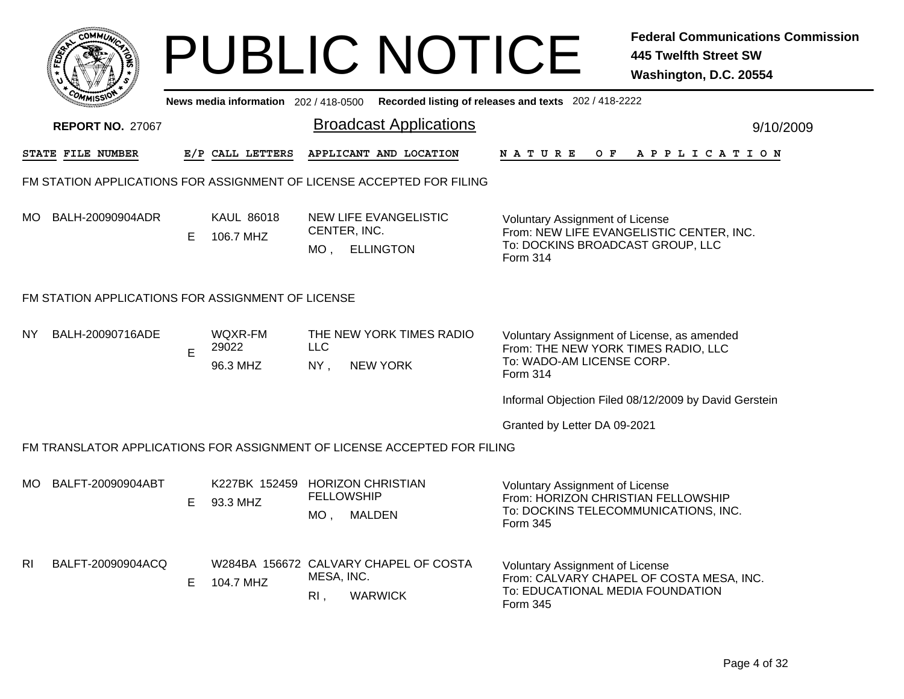# PUBLIC NOTICE

**Federal Communications Commission**
**445 Twelfth Street SW**
**Washington, D.C. 20554**

News media information 202 / 418-0500 Recorded listing of releases and texts 202 / 418-2222

**REPORT NO.** 27067

## Broadcast Applications

9/10/2009

| STATE | FILE NUMBER | E/P | CALL LETTERS | APPLICANT AND LOCATION | NATURE OF APPLICATION |
|---|---|---|---|---|---|

### FM STATION APPLICATIONS FOR ASSIGNMENT OF LICENSE ACCEPTED FOR FILING

| STATE | FILE NUMBER | E/P | CALL LETTERS | APPLICANT AND LOCATION | NATURE OF APPLICATION |
|---|---|---|---|---|---|
| MO | BALH-20090904ADR | E | KAUL 86018<br>106.7 MHZ | NEW LIFE EVANGELISTIC CENTER, INC.<br>MO , ELLINGTON | Voluntary Assignment of License<br>From: NEW LIFE EVANGELISTIC CENTER, INC.<br>To: DOCKINS BROADCAST GROUP, LLC<br>Form 314 |

### FM STATION APPLICATIONS FOR ASSIGNMENT OF LICENSE

| STATE | FILE NUMBER | E/P | CALL LETTERS | APPLICANT AND LOCATION | NATURE OF APPLICATION |
|---|---|---|---|---|---|
| NY | BALH-20090716ADE | E | WQXR-FM 29022<br>96.3 MHZ | THE NEW YORK TIMES RADIO LLC<br>NY , NEW YORK | Voluntary Assignment of License, as amended<br>From: THE NEW YORK TIMES RADIO, LLC<br>To: WADO-AM LICENSE CORP.<br>Form 314<br><br>Informal Objection Filed 08/12/2009 by David Gerstein<br><br>Granted by Letter DA 09-2021 |

### FM TRANSLATOR APPLICATIONS FOR ASSIGNMENT OF LICENSE ACCEPTED FOR FILING

| STATE | FILE NUMBER | E/P | CALL LETTERS | APPLICANT AND LOCATION | NATURE OF APPLICATION |
|---|---|---|---|---|---|
| MO | BALFT-20090904ABT | E | K227BK 152459<br>93.3 MHZ | HORIZON CHRISTIAN FELLOWSHIP<br>MO , MALDEN | Voluntary Assignment of License<br>From: HORIZON CHRISTIAN FELLOWSHIP<br>To: DOCKINS TELECOMMUNICATIONS, INC.<br>Form 345 |
| RI | BALFT-20090904ACQ | E | W284BA 156672<br>104.7 MHZ | CALVARY CHAPEL OF COSTA MESA, INC.<br>RI , WARWICK | Voluntary Assignment of License<br>From: CALVARY CHAPEL OF COSTA MESA, INC.<br>To: EDUCATIONAL MEDIA FOUNDATION<br>Form 345 |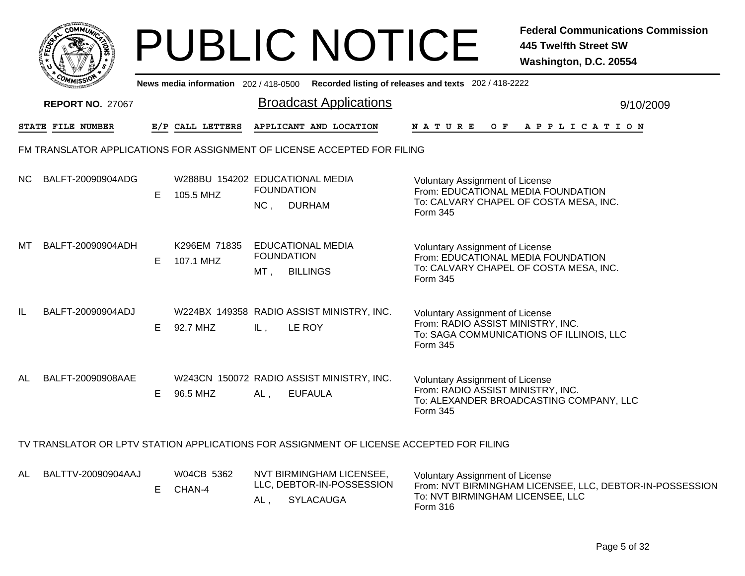# PUBLIC NOTICE

**Federal Communications Commission**
**445 Twelfth Street SW**
**Washington, D.C. 20554**

News media information 202 / 418-0500 Recorded listing of releases and texts 202 / 418-2222

**REPORT NO. 27067**

## Broadcast Applications

9/10/2009

### FM TRANSLATOR APPLICATIONS FOR ASSIGNMENT OF LICENSE ACCEPTED FOR FILING

| STATE | FILE NUMBER | E/P | CALL LETTERS | APPLICANT AND LOCATION | NATURE OF APPLICATION |
|---|---|---|---|---|---|
| NC | BALFT-20090904ADG | E | W288BU 154202 105.5 MHZ | EDUCATIONAL MEDIA FOUNDATION NC , DURHAM | Voluntary Assignment of License From: EDUCATIONAL MEDIA FOUNDATION To: CALVARY CHAPEL OF COSTA MESA, INC. Form 345 |
| MT | BALFT-20090904ADH | E | K296EM 71835 107.1 MHZ | EDUCATIONAL MEDIA FOUNDATION MT , BILLINGS | Voluntary Assignment of License From: EDUCATIONAL MEDIA FOUNDATION To: CALVARY CHAPEL OF COSTA MESA, INC. Form 345 |
| IL | BALFT-20090904ADJ | E | W224BX 149358 92.7 MHZ | RADIO ASSIST MINISTRY, INC. IL , LE ROY | Voluntary Assignment of License From: RADIO ASSIST MINISTRY, INC. To: SAGA COMMUNICATIONS OF ILLINOIS, LLC Form 345 |
| AL | BALFT-20090908AAE | E | W243CN 150072 96.5 MHZ | RADIO ASSIST MINISTRY, INC. AL , EUFAULA | Voluntary Assignment of License From: RADIO ASSIST MINISTRY, INC. To: ALEXANDER BROADCASTING COMPANY, LLC Form 345 |

### TV TRANSLATOR OR LPTV STATION APPLICATIONS FOR ASSIGNMENT OF LICENSE ACCEPTED FOR FILING

| STATE | FILE NUMBER | E/P | CALL LETTERS | APPLICANT AND LOCATION | NATURE OF APPLICATION |
|---|---|---|---|---|---|
| AL | BALTTV-20090904AAJ | E | W04CB 5362 CHAN-4 | NVT BIRMINGHAM LICENSEE, LLC, DEBTOR-IN-POSSESSION AL , SYLACAUGA | Voluntary Assignment of License From: NVT BIRMINGHAM LICENSEE, LLC, DEBTOR-IN-POSSESSION To: NVT BIRMINGHAM LICENSEE, LLC Form 316 |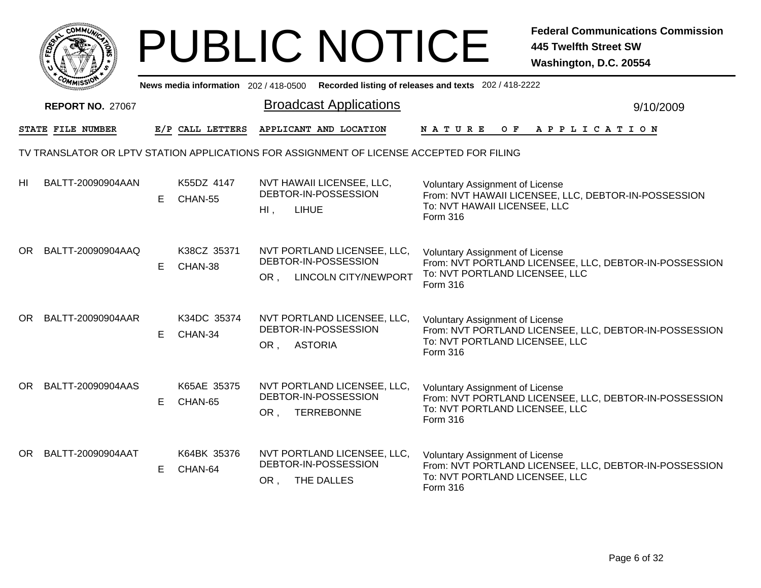# PUBLIC NOTICE

**Federal Communications Commission**
**445 Twelfth Street SW**
**Washington, D.C. 20554**

News media information 202 / 418-0500 Recorded listing of releases and texts 202 / 418-2222

**REPORT NO.** 27067

## Broadcast Applications

9/10/2009

TV TRANSLATOR OR LPTV STATION APPLICATIONS FOR ASSIGNMENT OF LICENSE ACCEPTED FOR FILING

| STATE | FILE NUMBER | E/P | CALL LETTERS | APPLICANT AND LOCATION | NATURE OF APPLICATION |
|---|---|---|---|---|---|
| HI | BALTT-20090904AAN | E | K55DZ 4147 CHAN-55 | NVT HAWAII LICENSEE, LLC, DEBTOR-IN-POSSESSION HI , LIHUE | Voluntary Assignment of License From: NVT HAWAII LICENSEE, LLC, DEBTOR-IN-POSSESSION To: NVT HAWAII LICENSEE, LLC Form 316 |
| OR | BALTT-20090904AAQ | E | K38CZ 35371 CHAN-38 | NVT PORTLAND LICENSEE, LLC, DEBTOR-IN-POSSESSION OR , LINCOLN CITY/NEWPORT | Voluntary Assignment of License From: NVT PORTLAND LICENSEE, LLC, DEBTOR-IN-POSSESSION To: NVT PORTLAND LICENSEE, LLC Form 316 |
| OR | BALTT-20090904AAR | E | K34DC 35374 CHAN-34 | NVT PORTLAND LICENSEE, LLC, DEBTOR-IN-POSSESSION OR , ASTORIA | Voluntary Assignment of License From: NVT PORTLAND LICENSEE, LLC, DEBTOR-IN-POSSESSION To: NVT PORTLAND LICENSEE, LLC Form 316 |
| OR | BALTT-20090904AAS | E | K65AE 35375 CHAN-65 | NVT PORTLAND LICENSEE, LLC, DEBTOR-IN-POSSESSION OR , TERREBONNE | Voluntary Assignment of License From: NVT PORTLAND LICENSEE, LLC, DEBTOR-IN-POSSESSION To: NVT PORTLAND LICENSEE, LLC Form 316 |
| OR | BALTT-20090904AAT | E | K64BK 35376 CHAN-64 | NVT PORTLAND LICENSEE, LLC, DEBTOR-IN-POSSESSION OR , THE DALLES | Voluntary Assignment of License From: NVT PORTLAND LICENSEE, LLC, DEBTOR-IN-POSSESSION To: NVT PORTLAND LICENSEE, LLC Form 316 |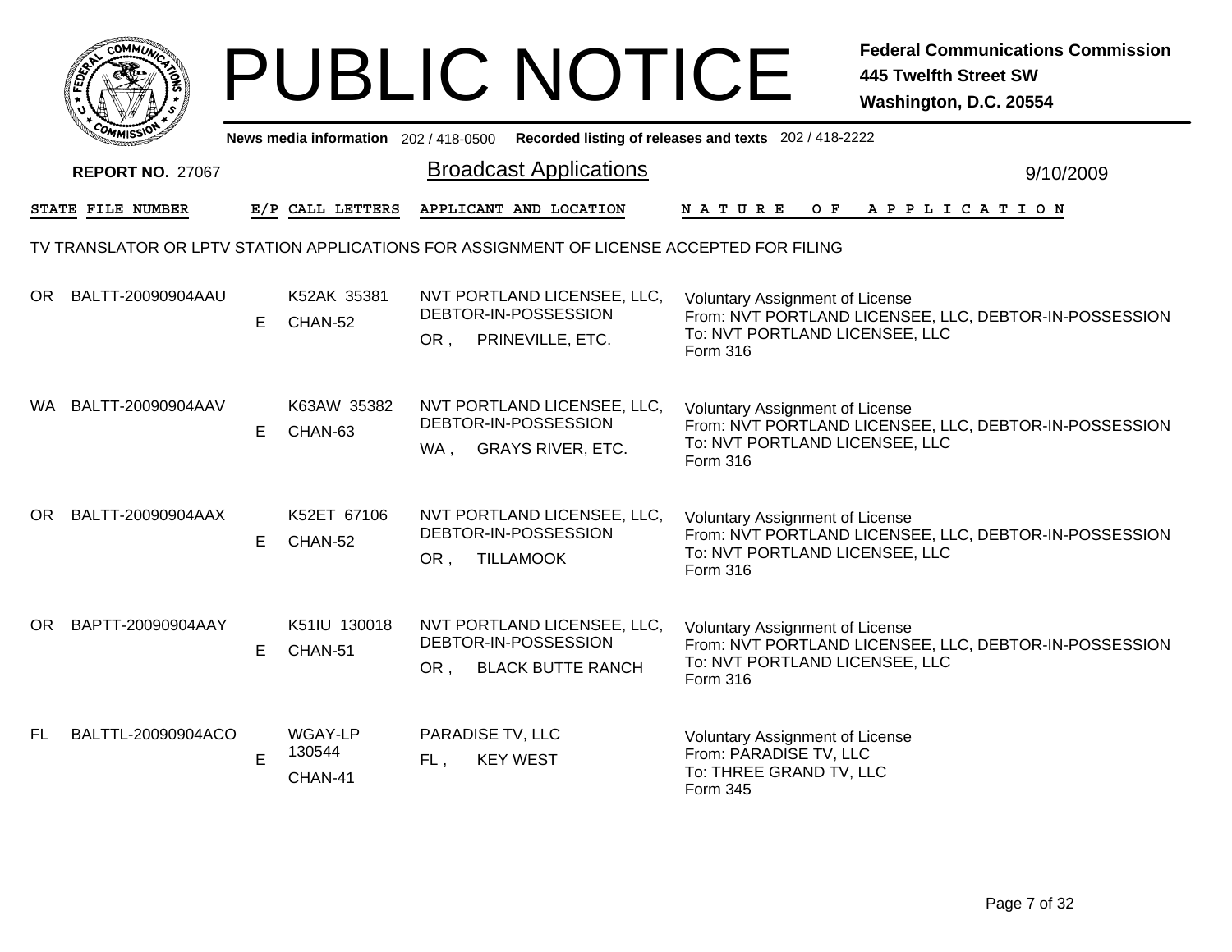# PUBLIC NOTICE

**Federal Communications Commission**
**445 Twelfth Street SW**
**Washington, D.C. 20554**

News media information 202 / 418-0500 Recorded listing of releases and texts 202 / 418-2222

**REPORT NO.** 27067

## Broadcast Applications

9/10/2009

### TV TRANSLATOR OR LPTV STATION APPLICATIONS FOR ASSIGNMENT OF LICENSE ACCEPTED FOR FILING

| STATE | FILE NUMBER | E/P | CALL LETTERS | APPLICANT AND LOCATION | NATURE OF APPLICATION |
|---|---|---|---|---|---|
| OR | BALTT-20090904AAU | E | K52AK 35381 CHAN-52 | NVT PORTLAND LICENSEE, LLC, DEBTOR-IN-POSSESSION<br>OR , PRINEVILLE, ETC. | Voluntary Assignment of License<br>From: NVT PORTLAND LICENSEE, LLC, DEBTOR-IN-POSSESSION<br>To: NVT PORTLAND LICENSEE, LLC<br>Form 316 |
| WA | BALTT-20090904AAV | E | K63AW 35382 CHAN-63 | NVT PORTLAND LICENSEE, LLC, DEBTOR-IN-POSSESSION<br>WA , GRAYS RIVER, ETC. | Voluntary Assignment of License<br>From: NVT PORTLAND LICENSEE, LLC, DEBTOR-IN-POSSESSION<br>To: NVT PORTLAND LICENSEE, LLC<br>Form 316 |
| OR | BALTT-20090904AAX | E | K52ET 67106 CHAN-52 | NVT PORTLAND LICENSEE, LLC, DEBTOR-IN-POSSESSION<br>OR , TILLAMOOK | Voluntary Assignment of License<br>From: NVT PORTLAND LICENSEE, LLC, DEBTOR-IN-POSSESSION<br>To: NVT PORTLAND LICENSEE, LLC<br>Form 316 |
| OR | BAPTT-20090904AAY | E | K51IU 130018 CHAN-51 | NVT PORTLAND LICENSEE, LLC, DEBTOR-IN-POSSESSION<br>OR , BLACK BUTTE RANCH | Voluntary Assignment of License<br>From: NVT PORTLAND LICENSEE, LLC, DEBTOR-IN-POSSESSION<br>To: NVT PORTLAND LICENSEE, LLC<br>Form 316 |
| FL | BALTTL-20090904ACO | E | WGAY-LP 130544 CHAN-41 | PARADISE TV, LLC<br>FL , KEY WEST | Voluntary Assignment of License<br>From: PARADISE TV, LLC<br>To: THREE GRAND TV, LLC<br>Form 345 |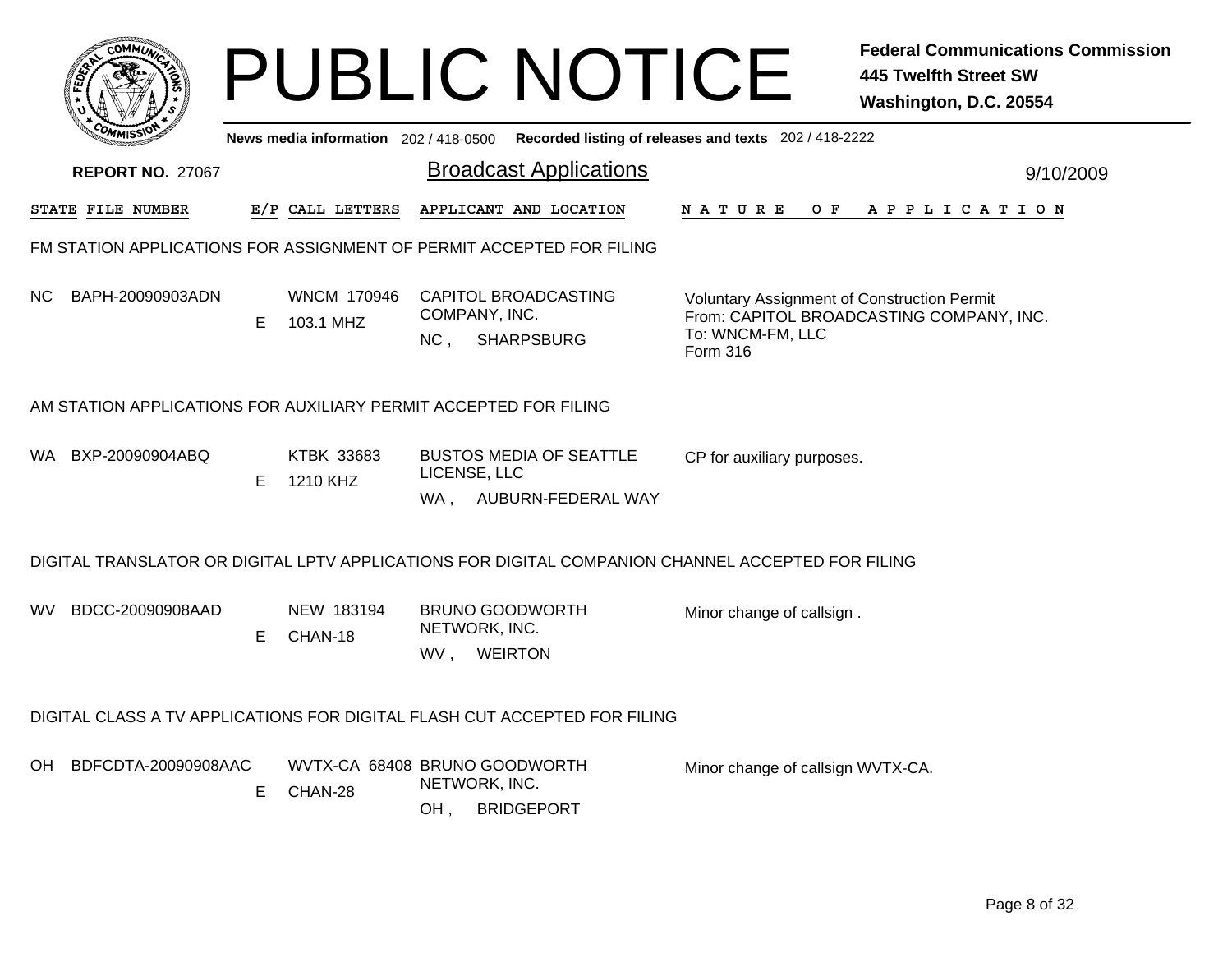# PUBLIC NOTICE

**Federal Communications Commission**
**445 Twelfth Street SW**
**Washington, D.C. 20554**

News media information 202 / 418-0500 Recorded listing of releases and texts 202 / 418-2222

**REPORT NO.** 27067

## Broadcast Applications

9/10/2009

| STATE | FILE NUMBER | E/P | CALL LETTERS | APPLICANT AND LOCATION | NATURE OF APPLICATION |
|---|---|---|---|---|---|

### FM STATION APPLICATIONS FOR ASSIGNMENT OF PERMIT ACCEPTED FOR FILING

| STATE | FILE NUMBER | E/P | CALL LETTERS | APPLICANT AND LOCATION | NATURE OF APPLICATION |
|---|---|---|---|---|---|
| NC | BAPH-20090903ADN | E | WNCM 170946 103.1 MHZ | CAPITOL BROADCASTING COMPANY, INC. NC , SHARPSBURG | Voluntary Assignment of Construction Permit From: CAPITOL BROADCASTING COMPANY, INC. To: WNCM-FM, LLC Form 316 |

### AM STATION APPLICATIONS FOR AUXILIARY PERMIT ACCEPTED FOR FILING

| STATE | FILE NUMBER | E/P | CALL LETTERS | APPLICANT AND LOCATION | NATURE OF APPLICATION |
|---|---|---|---|---|---|
| WA | BXP-20090904ABQ | E | KTBK 33683 1210 KHZ | BUSTOS MEDIA OF SEATTLE LICENSE, LLC WA , AUBURN-FEDERAL WAY | CP for auxiliary purposes. |

### DIGITAL TRANSLATOR OR DIGITAL LPTV APPLICATIONS FOR DIGITAL COMPANION CHANNEL ACCEPTED FOR FILING

| STATE | FILE NUMBER | E/P | CALL LETTERS | APPLICANT AND LOCATION | NATURE OF APPLICATION |
|---|---|---|---|---|---|
| WV | BDCC-20090908AAD | E | NEW 183194 CHAN-18 | BRUNO GOODWORTH NETWORK, INC. WV , WEIRTON | Minor change of callsign . |

### DIGITAL CLASS A TV APPLICATIONS FOR DIGITAL FLASH CUT ACCEPTED FOR FILING

| STATE | FILE NUMBER | E/P | CALL LETTERS | APPLICANT AND LOCATION | NATURE OF APPLICATION |
|---|---|---|---|---|---|
| OH | BDFCDTA-20090908AAC | E | WVTX-CA 68408 CHAN-28 | BRUNO GOODWORTH NETWORK, INC. OH , BRIDGEPORT | Minor change of callsign WVTX-CA. |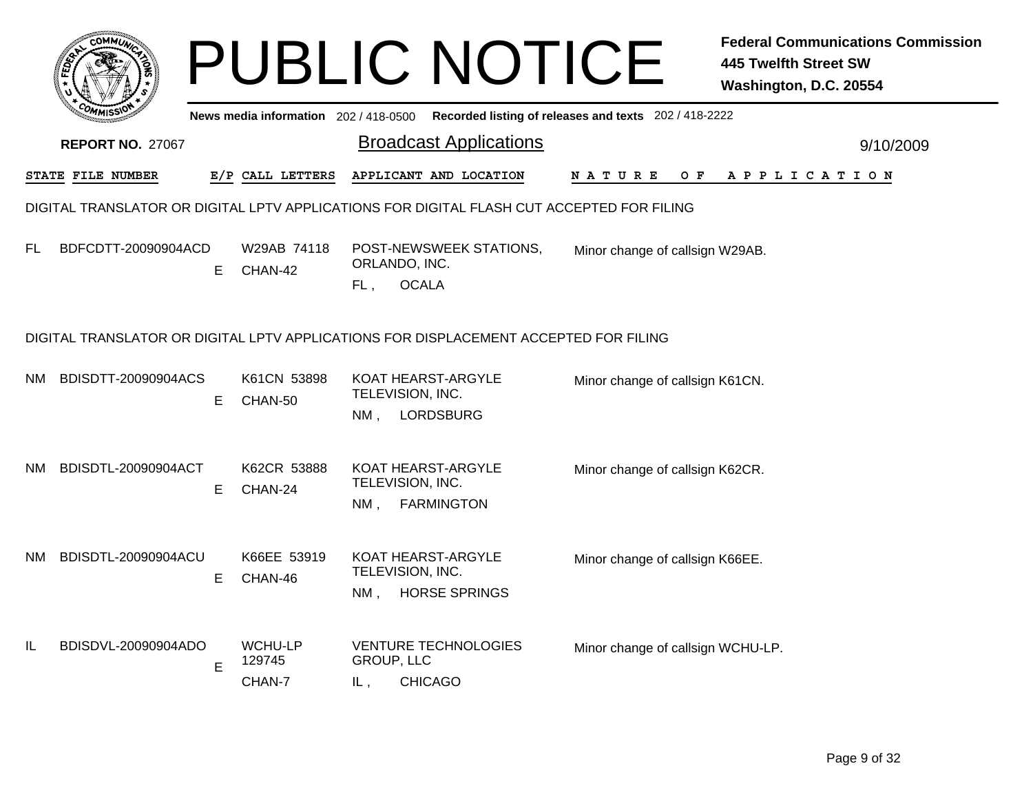# PUBLIC NOTICE

**Federal Communications Commission**
**445 Twelfth Street SW**
**Washington, D.C. 20554**

News media information 202 / 418-0500 Recorded listing of releases and texts 202 / 418-2222

**REPORT NO.** 27067

## Broadcast Applications

9/10/2009

### DIGITAL TRANSLATOR OR DIGITAL LPTV APPLICATIONS FOR DIGITAL FLASH CUT ACCEPTED FOR FILING

| STATE | FILE NUMBER | E/P | CALL LETTERS | APPLICANT AND LOCATION | NATURE OF APPLICATION |
|---|---|---|---|---|---|
| FL | BDFCDTT-20090904ACD | E | W29AB 74118 CHAN-42 | POST-NEWSWEEK STATIONS, ORLANDO, INC. FL , OCALA | Minor change of callsign W29AB. |

### DIGITAL TRANSLATOR OR DIGITAL LPTV APPLICATIONS FOR DISPLACEMENT ACCEPTED FOR FILING

| STATE | FILE NUMBER | E/P | CALL LETTERS | APPLICANT AND LOCATION | NATURE OF APPLICATION |
|---|---|---|---|---|---|
| NM | BDISDTT-20090904ACS | E | K61CN 53898 CHAN-50 | KOAT HEARST-ARGYLE TELEVISION, INC. NM , LORDSBURG | Minor change of callsign K61CN. |
| NM | BDISDTL-20090904ACT | E | K62CR 53888 CHAN-24 | KOAT HEARST-ARGYLE TELEVISION, INC. NM , FARMINGTON | Minor change of callsign K62CR. |
| NM | BDISDTL-20090904ACU | E | K66EE 53919 CHAN-46 | KOAT HEARST-ARGYLE TELEVISION, INC. NM , HORSE SPRINGS | Minor change of callsign K66EE. |
| IL | BDISDVL-20090904ADO | E | WCHU-LP 129745 CHAN-7 | VENTURE TECHNOLOGIES GROUP, LLC IL , CHICAGO | Minor change of callsign WCHU-LP. |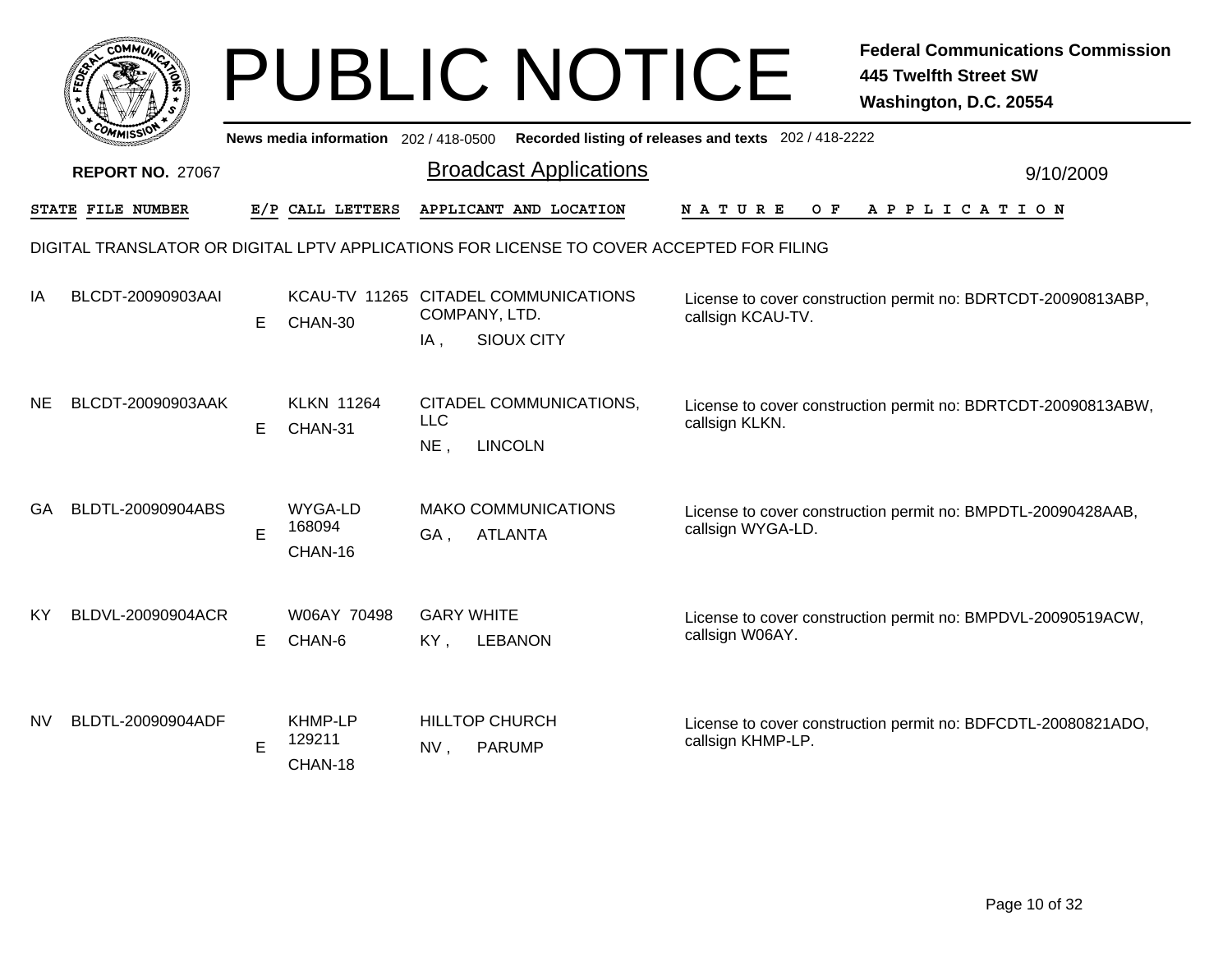# PUBLIC NOTICE

**Federal Communications Commission**
**445 Twelfth Street SW**
**Washington, D.C. 20554**

News media information 202 / 418-0500 Recorded listing of releases and texts 202 / 418-2222

**REPORT NO.** 27067

## Broadcast Applications

9/10/2009

DIGITAL TRANSLATOR OR DIGITAL LPTV APPLICATIONS FOR LICENSE TO COVER ACCEPTED FOR FILING

| STATE | FILE NUMBER | E/P | CALL LETTERS | APPLICANT AND LOCATION | NATURE OF APPLICATION |
|---|---|---|---|---|---|
| IA | BLCDT-20090903AAI | E | KCAU-TV 11265 CHAN-30 | CITADEL COMMUNICATIONS COMPANY, LTD. IA , SIOUX CITY | License to cover construction permit no: BDRTCDT-20090813ABP, callsign KCAU-TV. |
| NE | BLCDT-20090903AAK | E | KLKN 11264 CHAN-31 | CITADEL COMMUNICATIONS, LLC NE , LINCOLN | License to cover construction permit no: BDRTCDT-20090813ABW, callsign KLKN. |
| GA | BLDTL-20090904ABS | E | WYGA-LD 168094 CHAN-16 | MAKO COMMUNICATIONS GA , ATLANTA | License to cover construction permit no: BMPDTL-20090428AAB, callsign WYGA-LD. |
| KY | BLDVL-20090904ACR | E | W06AY 70498 CHAN-6 | GARY WHITE KY , LEBANON | License to cover construction permit no: BMPDVL-20090519ACW, callsign W06AY. |
| NV | BLDTL-20090904ADF | E | KHMP-LP 129211 CHAN-18 | HILLTOP CHURCH NV , PARUMP | License to cover construction permit no: BDFCDTL-20080821ADO, callsign KHMP-LP. |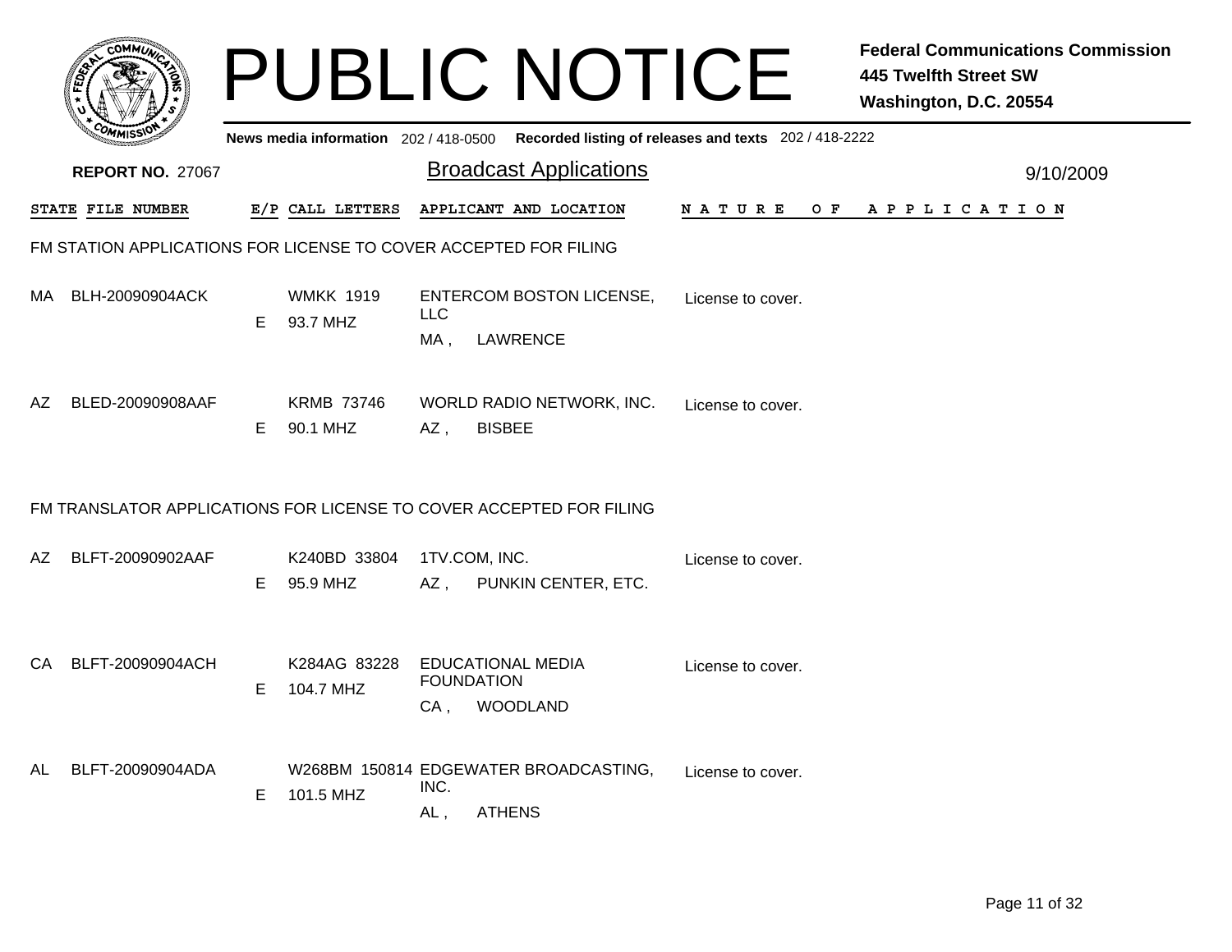# PUBLIC NOTICE

**Federal Communications Commission**
**445 Twelfth Street SW**
**Washington, D.C. 20554**

News media information 202 / 418-0500 Recorded listing of releases and texts 202 / 418-2222

**REPORT NO.** 27067

## Broadcast Applications

9/10/2009

### FM STATION APPLICATIONS FOR LICENSE TO COVER ACCEPTED FOR FILING

| STATE | FILE NUMBER | E/P | CALL LETTERS | APPLICANT AND LOCATION | NATURE OF APPLICATION |
|---|---|---|---|---|---|
| MA | BLH-20090904ACK | E | WMKK 1919<br>93.7 MHZ | ENTERCOM BOSTON LICENSE, LLC<br>MA , LAWRENCE | License to cover. |
| AZ | BLED-20090908AAF | E | KRMB 73746<br>90.1 MHZ | WORLD RADIO NETWORK, INC.<br>AZ , BISBEE | License to cover. |

### FM TRANSLATOR APPLICATIONS FOR LICENSE TO COVER ACCEPTED FOR FILING

| STATE | FILE NUMBER | E/P | CALL LETTERS | APPLICANT AND LOCATION | NATURE OF APPLICATION |
|---|---|---|---|---|---|
| AZ | BLFT-20090902AAF | E | K240BD 33804<br>95.9 MHZ | 1TV.COM, INC.<br>AZ , PUNKIN CENTER, ETC. | License to cover. |
| CA | BLFT-20090904ACH | E | K284AG 83228<br>104.7 MHZ | EDUCATIONAL MEDIA FOUNDATION<br>CA , WOODLAND | License to cover. |
| AL | BLFT-20090904ADA | E | W268BM 150814<br>101.5 MHZ | EDGEWATER BROADCASTING, INC.<br>AL , ATHENS | License to cover. |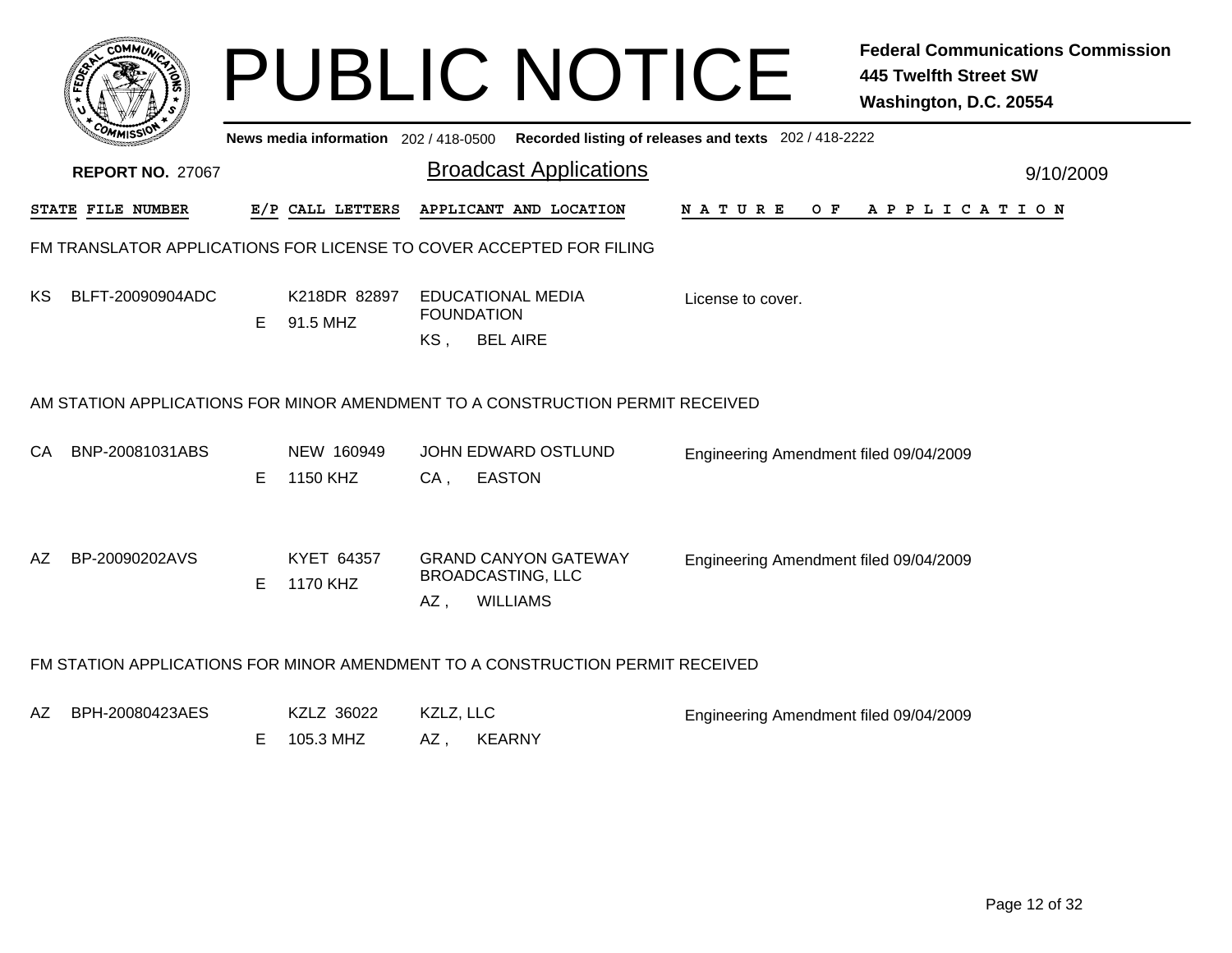# PUBLIC NOTICE

**Federal Communications Commission**
**445 Twelfth Street SW**
**Washington, D.C. 20554**

News media information 202 / 418-0500 Recorded listing of releases and texts 202 / 418-2222

**REPORT NO.** 27067

## Broadcast Applications

9/10/2009

### FM TRANSLATOR APPLICATIONS FOR LICENSE TO COVER ACCEPTED FOR FILING

| STATE | FILE NUMBER | E/P | CALL LETTERS | APPLICANT AND LOCATION | NATURE OF APPLICATION |
|---|---|---|---|---|---|
| KS | BLFT-20090904ADC | E | K218DR 82897<br>91.5 MHZ | EDUCATIONAL MEDIA FOUNDATION<br>KS , BEL AIRE | License to cover. |

### AM STATION APPLICATIONS FOR MINOR AMENDMENT TO A CONSTRUCTION PERMIT RECEIVED

| STATE | FILE NUMBER | E/P | CALL LETTERS | APPLICANT AND LOCATION | NATURE OF APPLICATION |
|---|---|---|---|---|---|
| CA | BNP-20081031ABS | E | NEW 160949<br>1150 KHZ | JOHN EDWARD OSTLUND<br>CA , EASTON | Engineering Amendment filed 09/04/2009 |
| AZ | BP-20090202AVS | E | KYET 64357<br>1170 KHZ | GRAND CANYON GATEWAY BROADCASTING, LLC<br>AZ , WILLIAMS | Engineering Amendment filed 09/04/2009 |

### FM STATION APPLICATIONS FOR MINOR AMENDMENT TO A CONSTRUCTION PERMIT RECEIVED

| STATE | FILE NUMBER | E/P | CALL LETTERS | APPLICANT AND LOCATION | NATURE OF APPLICATION |
|---|---|---|---|---|---|
| AZ | BPH-20080423AES | E | KZLZ 36022<br>105.3 MHZ | KZLZ, LLC<br>AZ , KEARNY | Engineering Amendment filed 09/04/2009 |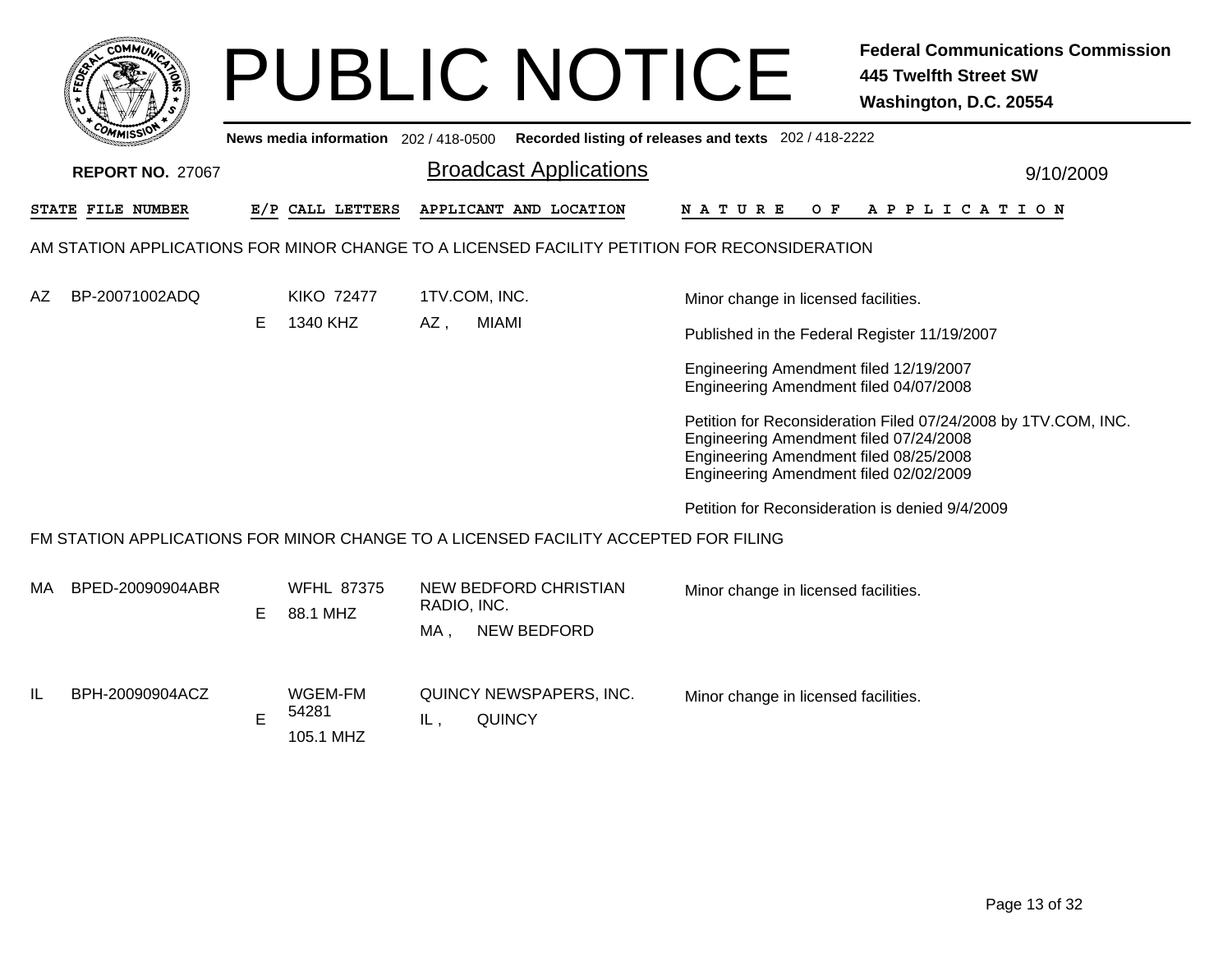# PUBLIC NOTICE

**Federal Communications Commission**
**445 Twelfth Street SW**
**Washington, D.C. 20554**

News media information 202 / 418-0500 Recorded listing of releases and texts 202 / 418-2222

**REPORT NO.** 27067

## Broadcast Applications

9/10/2009

| STATE | FILE NUMBER | E/P | CALL LETTERS | APPLICANT AND LOCATION | NATURE OF APPLICATION |
|---|---|---|---|---|---|

### AM STATION APPLICATIONS FOR MINOR CHANGE TO A LICENSED FACILITY PETITION FOR RECONSIDERATION

| STATE | FILE NUMBER | E/P | CALL LETTERS | APPLICANT AND LOCATION | NATURE OF APPLICATION |
|---|---|---|---|---|---|
| AZ | BP-20071002ADQ | E | KIKO 72477 1340 KHZ | 1TV.COM, INC. AZ , MIAMI | Minor change in licensed facilities.<br><br>Published in the Federal Register 11/19/2007<br><br>Engineering Amendment filed 12/19/2007<br>Engineering Amendment filed 04/07/2008<br><br>Petition for Reconsideration Filed 07/24/2008 by 1TV.COM, INC.<br>Engineering Amendment filed 07/24/2008<br>Engineering Amendment filed 08/25/2008<br>Engineering Amendment filed 02/02/2009<br><br>Petition for Reconsideration is denied 9/4/2009 |

### FM STATION APPLICATIONS FOR MINOR CHANGE TO A LICENSED FACILITY ACCEPTED FOR FILING

| STATE | FILE NUMBER | E/P | CALL LETTERS | APPLICANT AND LOCATION | NATURE OF APPLICATION |
|---|---|---|---|---|---|
| MA | BPED-20090904ABR | E | WFHL 87375 88.1 MHZ | NEW BEDFORD CHRISTIAN RADIO, INC. MA , NEW BEDFORD | Minor change in licensed facilities. |
| IL | BPH-20090904ACZ | E | WGEM-FM 54281 105.1 MHZ | QUINCY NEWSPAPERS, INC. IL , QUINCY | Minor change in licensed facilities. |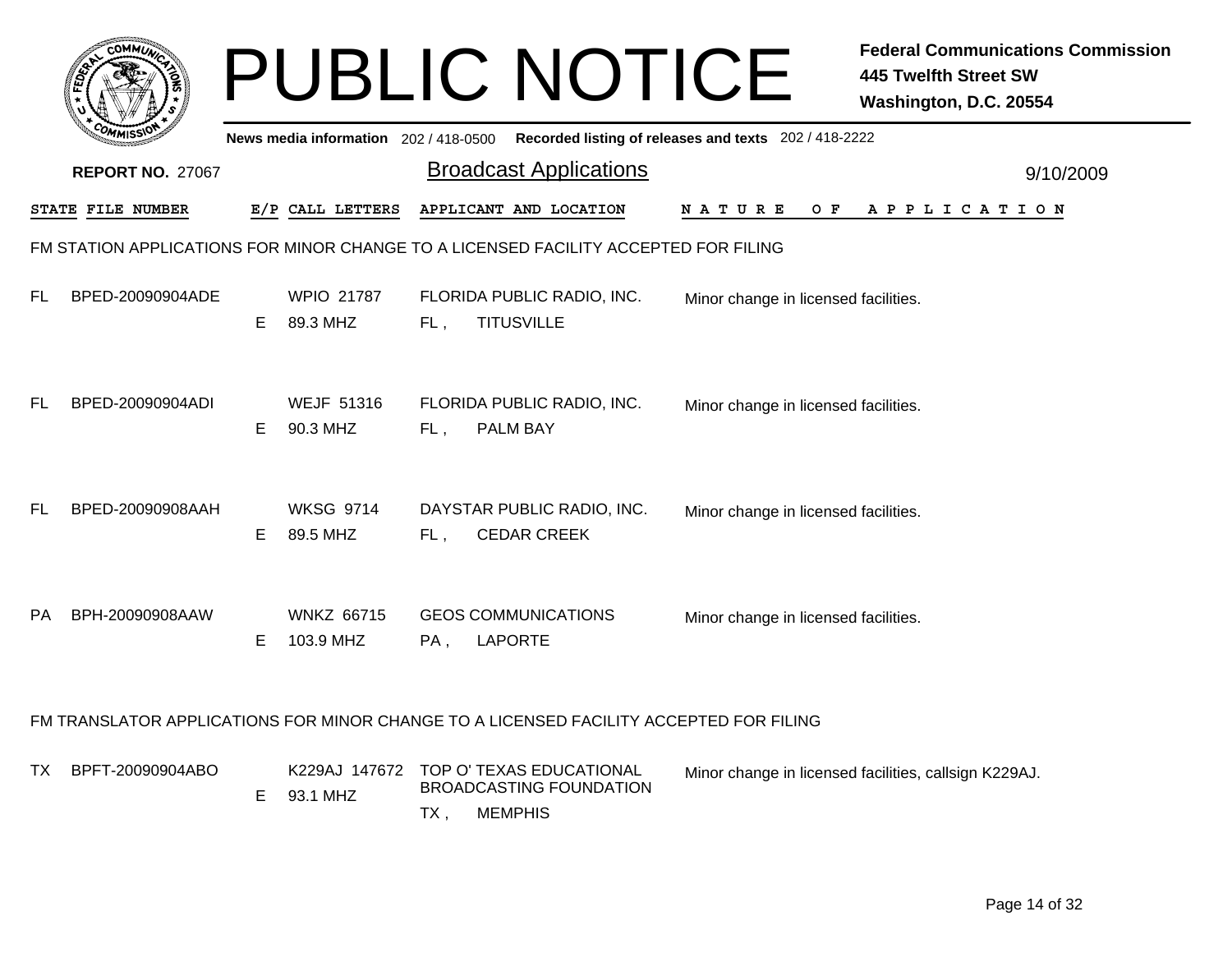# PUBLIC NOTICE

**Federal Communications Commission**
**445 Twelfth Street SW**
**Washington, D.C. 20554**

News media information 202 / 418-0500 Recorded listing of releases and texts 202 / 418-2222

**REPORT NO.** 27067

## Broadcast Applications

9/10/2009

### FM STATION APPLICATIONS FOR MINOR CHANGE TO A LICENSED FACILITY ACCEPTED FOR FILING

| STATE | FILE NUMBER | E/P | CALL LETTERS | APPLICANT AND LOCATION | NATURE OF APPLICATION |
|---|---|---|---|---|---|
| FL | BPED-20090904ADE | E | WPIO 21787<br>89.3 MHZ | FLORIDA PUBLIC RADIO, INC.<br>FL , TITUSVILLE | Minor change in licensed facilities. |
| FL | BPED-20090904ADI | E | WEJF 51316<br>90.3 MHZ | FLORIDA PUBLIC RADIO, INC.<br>FL , PALM BAY | Minor change in licensed facilities. |
| FL | BPED-20090908AAH | E | WKSG 9714<br>89.5 MHZ | DAYSTAR PUBLIC RADIO, INC.<br>FL , CEDAR CREEK | Minor change in licensed facilities. |
| PA | BPH-20090908AAW | E | WNKZ 66715<br>103.9 MHZ | GEOS COMMUNICATIONS<br>PA , LAPORTE | Minor change in licensed facilities. |

### FM TRANSLATOR APPLICATIONS FOR MINOR CHANGE TO A LICENSED FACILITY ACCEPTED FOR FILING

| STATE | FILE NUMBER | E/P | CALL LETTERS | APPLICANT AND LOCATION | NATURE OF APPLICATION |
|---|---|---|---|---|---|
| TX | BPFT-20090904ABO | E | K229AJ 147672<br>93.1 MHZ | TOP O' TEXAS EDUCATIONAL BROADCASTING FOUNDATION<br>TX , MEMPHIS | Minor change in licensed facilities, callsign K229AJ. |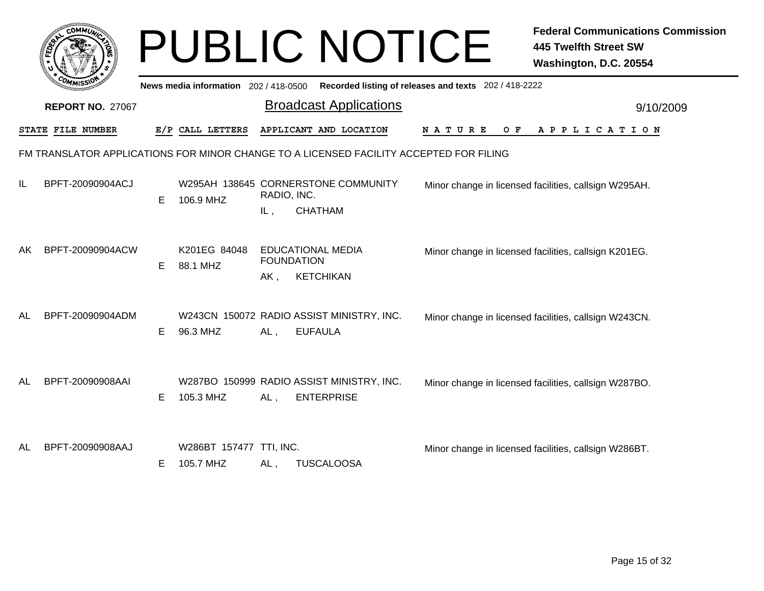# PUBLIC NOTICE

**Federal Communications Commission**
**445 Twelfth Street SW**
**Washington, D.C. 20554**

News media information 202 / 418-0500 Recorded listing of releases and texts 202 / 418-2222

**REPORT NO.** 27067

## Broadcast Applications

9/10/2009

FM TRANSLATOR APPLICATIONS FOR MINOR CHANGE TO A LICENSED FACILITY ACCEPTED FOR FILING

| STATE | FILE NUMBER | E/P | CALL LETTERS | APPLICANT AND LOCATION | NATURE OF APPLICATION |
|---|---|---|---|---|---|
| IL | BPFT-20090904ACJ | E | W295AH 138645 106.9 MHZ | CORNERSTONE COMMUNITY RADIO, INC. IL , CHATHAM | Minor change in licensed facilities, callsign W295AH. |
| AK | BPFT-20090904ACW | E | K201EG 84048 88.1 MHZ | EDUCATIONAL MEDIA FOUNDATION AK , KETCHIKAN | Minor change in licensed facilities, callsign K201EG. |
| AL | BPFT-20090904ADM | E | W243CN 150072 96.3 MHZ | RADIO ASSIST MINISTRY, INC. AL , EUFAULA | Minor change in licensed facilities, callsign W243CN. |
| AL | BPFT-20090908AAI | E | W287BO 150999 105.3 MHZ | RADIO ASSIST MINISTRY, INC. AL , ENTERPRISE | Minor change in licensed facilities, callsign W287BO. |
| AL | BPFT-20090908AAJ | E | W286BT 157477 105.7 MHZ | TTI, INC. AL , TUSCALOOSA | Minor change in licensed facilities, callsign W286BT. |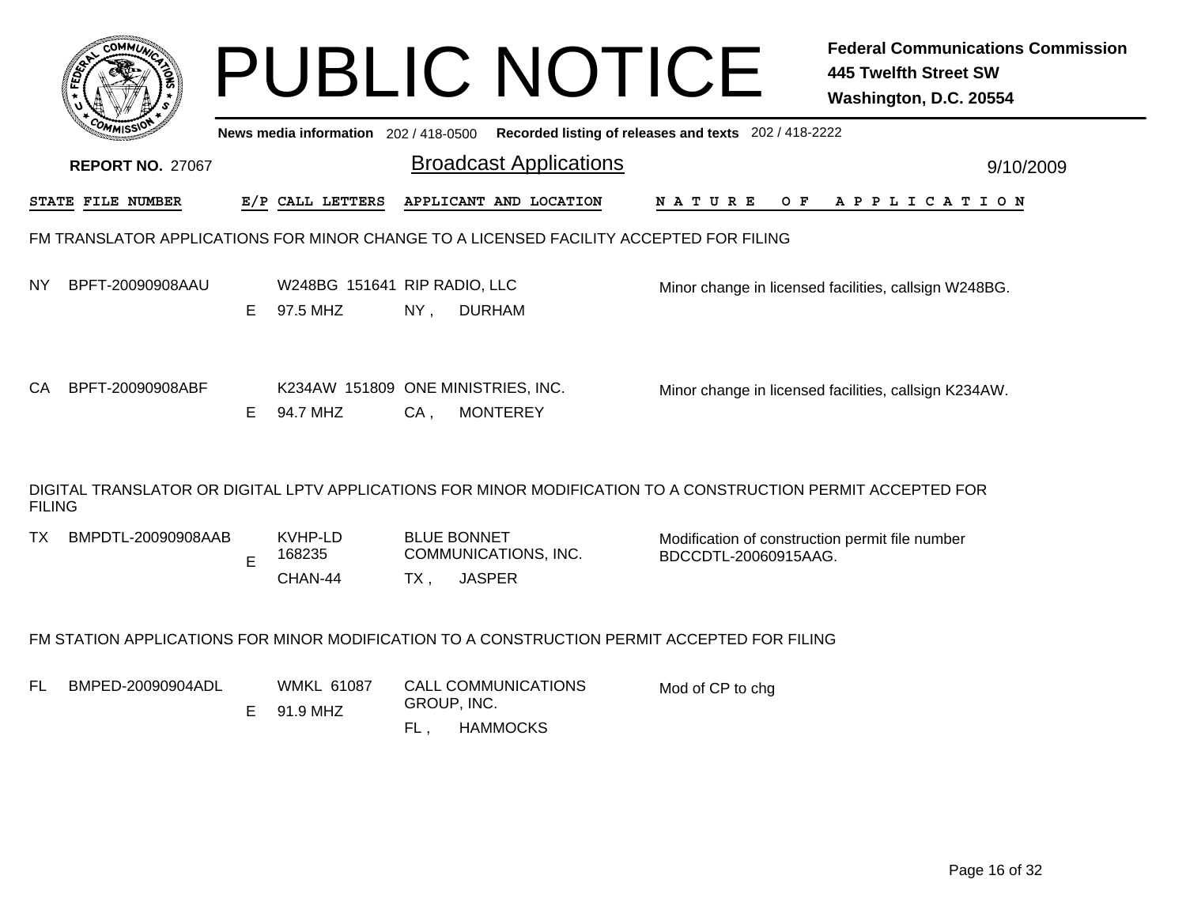# PUBLIC NOTICE

**Federal Communications Commission**
**445 Twelfth Street SW**
**Washington, D.C. 20554**

News media information 202 / 418-0500 Recorded listing of releases and texts 202 / 418-2222

**REPORT NO.** 27067

## Broadcast Applications

9/10/2009

| STATE | FILE NUMBER | E/P | CALL LETTERS | APPLICANT AND LOCATION | NATURE OF APPLICATION |
|---|---|---|---|---|---|

### FM TRANSLATOR APPLICATIONS FOR MINOR CHANGE TO A LICENSED FACILITY ACCEPTED FOR FILING

| STATE | FILE NUMBER | E/P | CALL LETTERS | APPLICANT AND LOCATION | NATURE OF APPLICATION |
|---|---|---|---|---|---|
| NY | BPFT-20090908AAU | E | W248BG 151641<br>97.5 MHZ | RIP RADIO, LLC<br>NY , DURHAM | Minor change in licensed facilities, callsign W248BG. |
| CA | BPFT-20090908ABF | E | K234AW 151809<br>94.7 MHZ | ONE MINISTRIES, INC.<br>CA , MONTEREY | Minor change in licensed facilities, callsign K234AW. |

### DIGITAL TRANSLATOR OR DIGITAL LPTV APPLICATIONS FOR MINOR MODIFICATION TO A CONSTRUCTION PERMIT ACCEPTED FOR FILING

| STATE | FILE NUMBER | E/P | CALL LETTERS | APPLICANT AND LOCATION | NATURE OF APPLICATION |
|---|---|---|---|---|---|
| TX | BMPDTL-20090908AAB | E | KVHP-LD 168235<br>CHAN-44 | BLUE BONNET COMMUNICATIONS, INC.<br>TX , JASPER | Modification of construction permit file number BDCCDTL-20060915AAG. |

### FM STATION APPLICATIONS FOR MINOR MODIFICATION TO A CONSTRUCTION PERMIT ACCEPTED FOR FILING

| STATE | FILE NUMBER | E/P | CALL LETTERS | APPLICANT AND LOCATION | NATURE OF APPLICATION |
|---|---|---|---|---|---|
| FL | BMPED-20090904ADL | E | WMKL 61087<br>91.9 MHZ | CALL COMMUNICATIONS GROUP, INC.<br>FL , HAMMOCKS | Mod of CP to chg |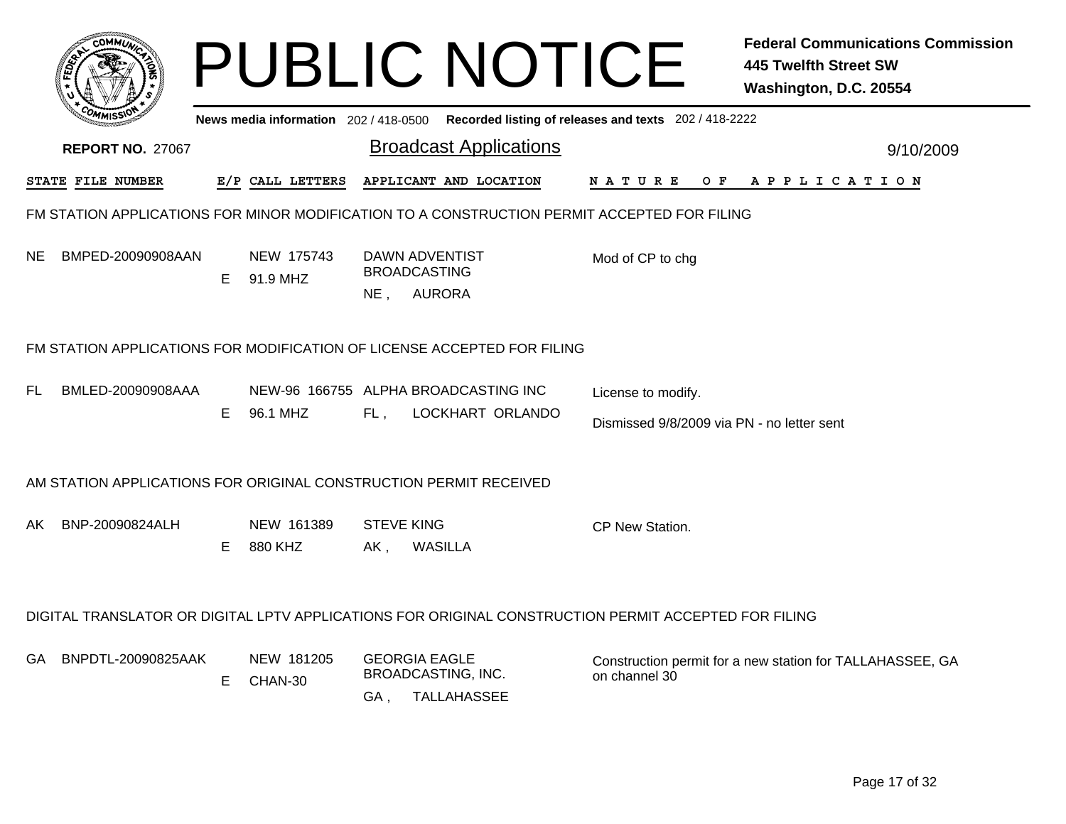# PUBLIC NOTICE

**Federal Communications Commission**
**445 Twelfth Street SW**
**Washington, D.C. 20554**

News media information 202 / 418-0500 Recorded listing of releases and texts 202 / 418-2222

**REPORT NO.** 27067

## Broadcast Applications

9/10/2009

| STATE | FILE NUMBER | E/P | CALL LETTERS | APPLICANT AND LOCATION | NATURE OF APPLICATION |
|---|---|---|---|---|---|

### FM STATION APPLICATIONS FOR MINOR MODIFICATION TO A CONSTRUCTION PERMIT ACCEPTED FOR FILING

| STATE | FILE NUMBER | E/P | CALL LETTERS | APPLICANT AND LOCATION | NATURE OF APPLICATION |
|---|---|---|---|---|---|
| NE | BMPED-20090908AAN | E | NEW 175743 91.9 MHZ | DAWN ADVENTIST BROADCASTING NE , AURORA | Mod of CP to chg |

### FM STATION APPLICATIONS FOR MODIFICATION OF LICENSE ACCEPTED FOR FILING

| STATE | FILE NUMBER | E/P | CALL LETTERS | APPLICANT AND LOCATION | NATURE OF APPLICATION |
|---|---|---|---|---|---|
| FL | BMLED-20090908AAA | E | NEW-96 166755 96.1 MHZ | ALPHA BROADCASTING INC FL , LOCKHART ORLANDO | License to modify. Dismissed 9/8/2009 via PN - no letter sent |

### AM STATION APPLICATIONS FOR ORIGINAL CONSTRUCTION PERMIT RECEIVED

| STATE | FILE NUMBER | E/P | CALL LETTERS | APPLICANT AND LOCATION | NATURE OF APPLICATION |
|---|---|---|---|---|---|
| AK | BNP-20090824ALH | E | NEW 161389 880 KHZ | STEVE KING AK , WASILLA | CP New Station. |

### DIGITAL TRANSLATOR OR DIGITAL LPTV APPLICATIONS FOR ORIGINAL CONSTRUCTION PERMIT ACCEPTED FOR FILING

| STATE | FILE NUMBER | E/P | CALL LETTERS | APPLICANT AND LOCATION | NATURE OF APPLICATION |
|---|---|---|---|---|---|
| GA | BNPDTL-20090825AAK | E | NEW 181205 CHAN-30 | GEORGIA EAGLE BROADCASTING, INC. GA , TALLAHASSEE | Construction permit for a new station for TALLAHASSEE, GA on channel 30 |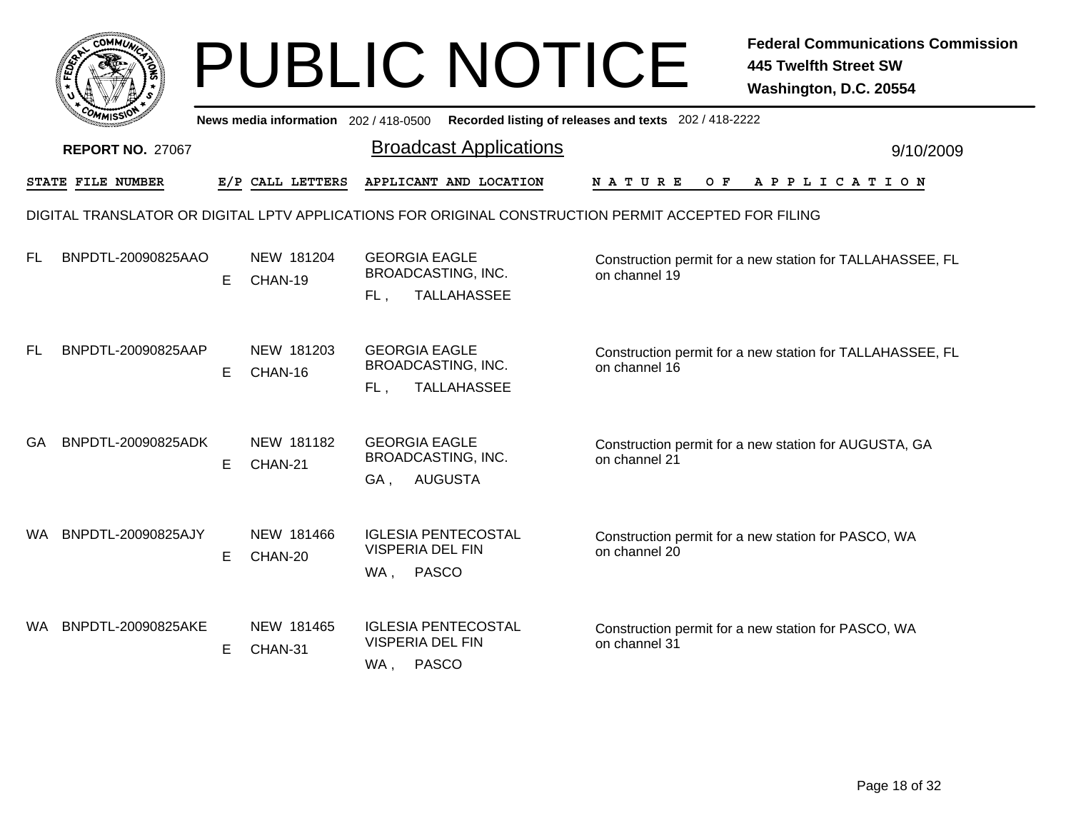# PUBLIC NOTICE

**Federal Communications Commission**
**445 Twelfth Street SW**
**Washington, D.C. 20554**

News media information 202 / 418-0500 Recorded listing of releases and texts 202 / 418-2222

**REPORT NO.** 27067

## Broadcast Applications

9/10/2009

DIGITAL TRANSLATOR OR DIGITAL LPTV APPLICATIONS FOR ORIGINAL CONSTRUCTION PERMIT ACCEPTED FOR FILING

| STATE | FILE NUMBER | E/P | CALL LETTERS | APPLICANT AND LOCATION | NATURE OF APPLICATION |
|---|---|---|---|---|---|
| FL | BNPDTL-20090825AAO | E | NEW 181204 CHAN-19 | GEORGIA EAGLE BROADCASTING, INC. FL , TALLAHASSEE | Construction permit for a new station for TALLAHASSEE, FL on channel 19 |
| FL | BNPDTL-20090825AAP | E | NEW 181203 CHAN-16 | GEORGIA EAGLE BROADCASTING, INC. FL , TALLAHASSEE | Construction permit for a new station for TALLAHASSEE, FL on channel 16 |
| GA | BNPDTL-20090825ADK | E | NEW 181182 CHAN-21 | GEORGIA EAGLE BROADCASTING, INC. GA , AUGUSTA | Construction permit for a new station for AUGUSTA, GA on channel 21 |
| WA | BNPDTL-20090825AJY | E | NEW 181466 CHAN-20 | IGLESIA PENTECOSTAL VISPERIA DEL FIN WA , PASCO | Construction permit for a new station for PASCO, WA on channel 20 |
| WA | BNPDTL-20090825AKE | E | NEW 181465 CHAN-31 | IGLESIA PENTECOSTAL VISPERIA DEL FIN WA , PASCO | Construction permit for a new station for PASCO, WA on channel 31 |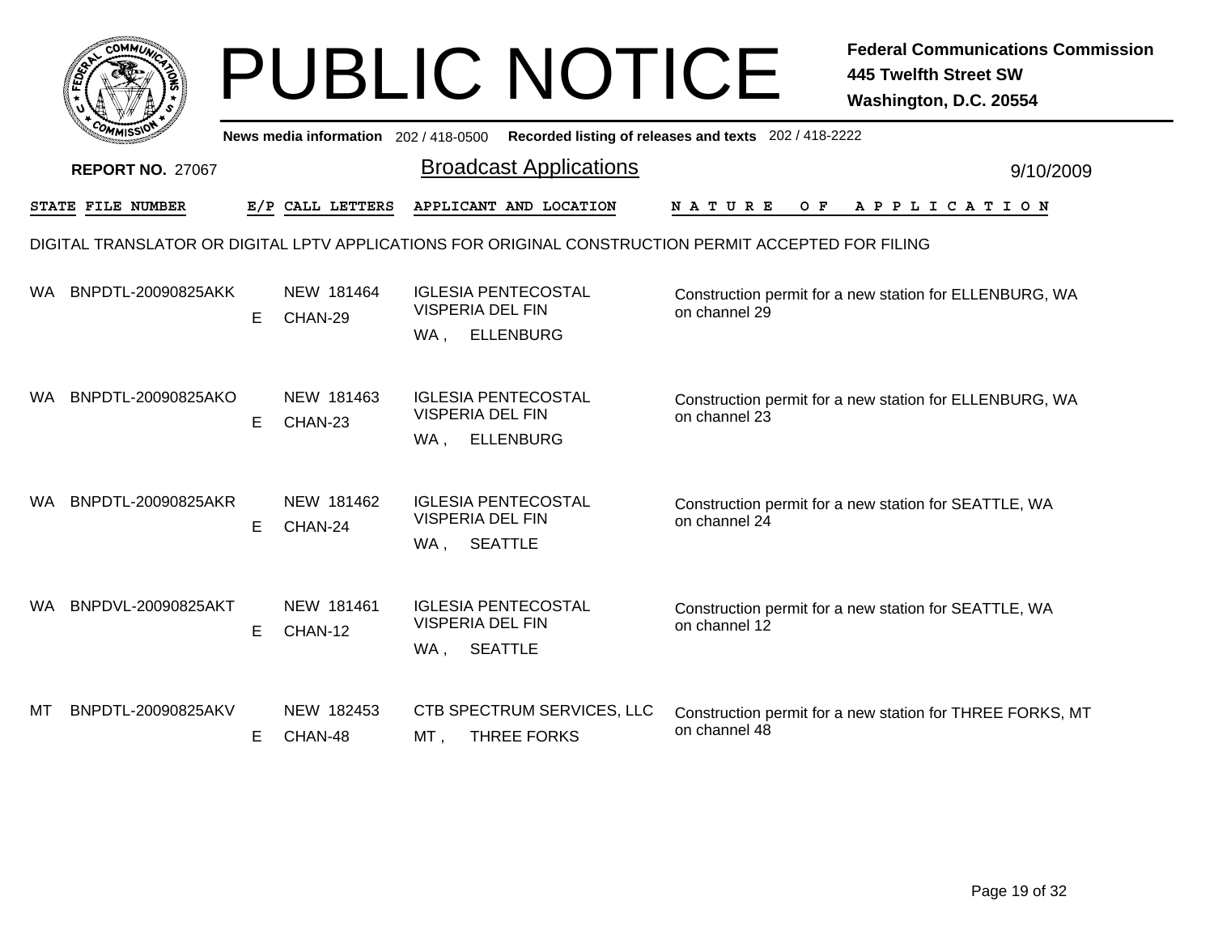# PUBLIC NOTICE

**Federal Communications Commission**
**445 Twelfth Street SW**
**Washington, D.C. 20554**

News media information 202 / 418-0500 Recorded listing of releases and texts 202 / 418-2222

**REPORT NO.** 27067

## Broadcast Applications

9/10/2009

DIGITAL TRANSLATOR OR DIGITAL LPTV APPLICATIONS FOR ORIGINAL CONSTRUCTION PERMIT ACCEPTED FOR FILING

| STATE | FILE NUMBER | E/P | CALL LETTERS | APPLICANT AND LOCATION | NATURE OF APPLICATION |
|---|---|---|---|---|---|
| WA | BNPDTL-20090825AKK | E | NEW 181464 CHAN-29 | IGLESIA PENTECOSTAL VISPERIA DEL FIN WA , ELLENBURG | Construction permit for a new station for ELLENBURG, WA on channel 29 |
| WA | BNPDTL-20090825AKO | E | NEW 181463 CHAN-23 | IGLESIA PENTECOSTAL VISPERIA DEL FIN WA , ELLENBURG | Construction permit for a new station for ELLENBURG, WA on channel 23 |
| WA | BNPDTL-20090825AKR | E | NEW 181462 CHAN-24 | IGLESIA PENTECOSTAL VISPERIA DEL FIN WA , SEATTLE | Construction permit for a new station for SEATTLE, WA on channel 24 |
| WA | BNPDVL-20090825AKT | E | NEW 181461 CHAN-12 | IGLESIA PENTECOSTAL VISPERIA DEL FIN WA , SEATTLE | Construction permit for a new station for SEATTLE, WA on channel 12 |
| MT | BNPDTL-20090825AKV | E | NEW 182453 CHAN-48 | CTB SPECTRUM SERVICES, LLC MT , THREE FORKS | Construction permit for a new station for THREE FORKS, MT on channel 48 |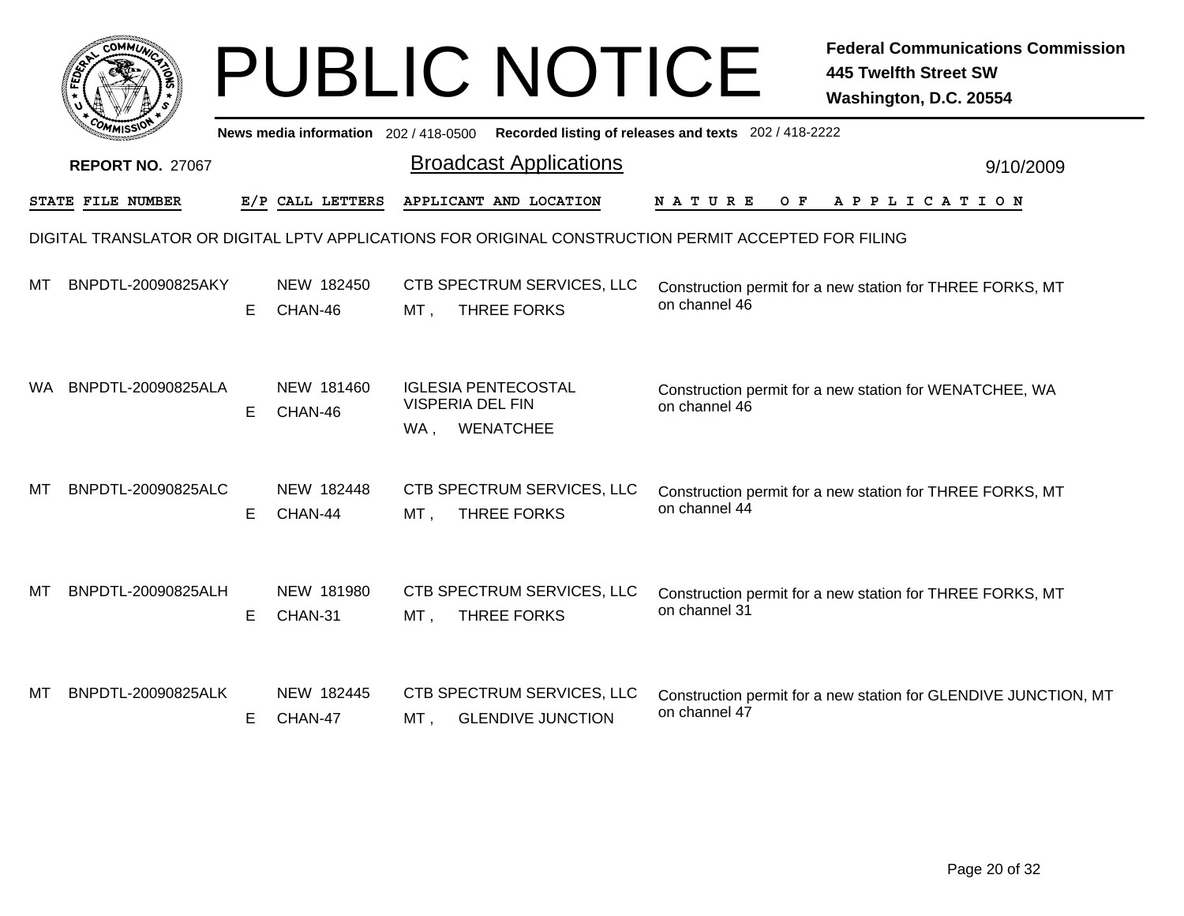# PUBLIC NOTICE

**Federal Communications Commission**
**445 Twelfth Street SW**
**Washington, D.C. 20554**

News media information 202 / 418-0500 Recorded listing of releases and texts 202 / 418-2222

**REPORT NO.** 27067

## Broadcast Applications

9/10/2009

DIGITAL TRANSLATOR OR DIGITAL LPTV APPLICATIONS FOR ORIGINAL CONSTRUCTION PERMIT ACCEPTED FOR FILING

| STATE | FILE NUMBER | E/P | CALL LETTERS | APPLICANT AND LOCATION | NATURE OF APPLICATION |
|---|---|---|---|---|---|
| MT | BNPDTL-20090825AKY | E | NEW 182450 CHAN-46 | CTB SPECTRUM SERVICES, LLC MT , THREE FORKS | Construction permit for a new station for THREE FORKS, MT on channel 46 |
| WA | BNPDTL-20090825ALA | E | NEW 181460 CHAN-46 | IGLESIA PENTECOSTAL VISPERIA DEL FIN WA , WENATCHEE | Construction permit for a new station for WENATCHEE, WA on channel 46 |
| MT | BNPDTL-20090825ALC | E | NEW 182448 CHAN-44 | CTB SPECTRUM SERVICES, LLC MT , THREE FORKS | Construction permit for a new station for THREE FORKS, MT on channel 44 |
| MT | BNPDTL-20090825ALH | E | NEW 181980 CHAN-31 | CTB SPECTRUM SERVICES, LLC MT , THREE FORKS | Construction permit for a new station for THREE FORKS, MT on channel 31 |
| MT | BNPDTL-20090825ALK | E | NEW 182445 CHAN-47 | CTB SPECTRUM SERVICES, LLC MT , GLENDIVE JUNCTION | Construction permit for a new station for GLENDIVE JUNCTION, MT on channel 47 |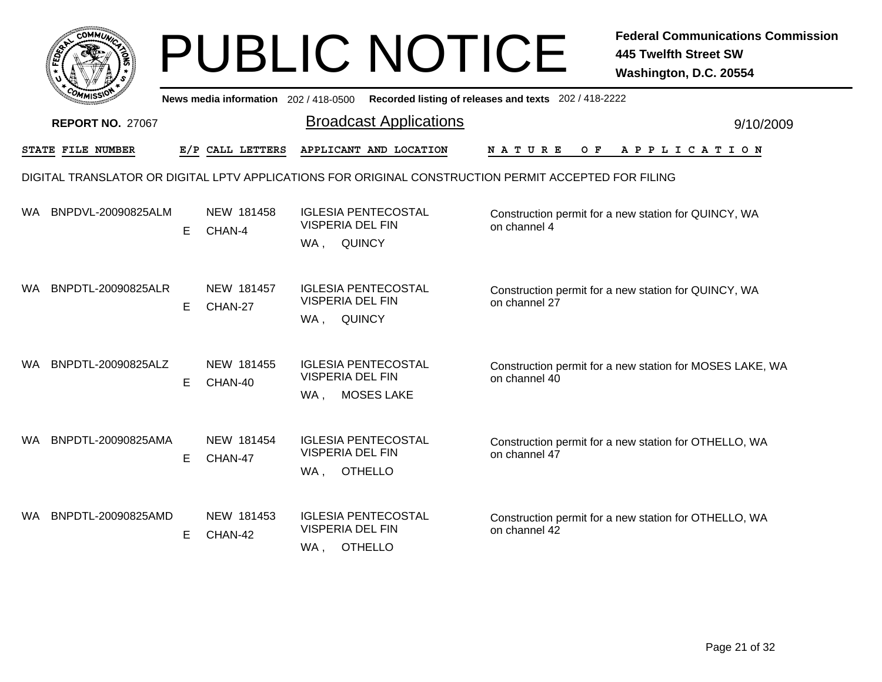# PUBLIC NOTICE

**Federal Communications Commission**
**445 Twelfth Street SW**
**Washington, D.C. 20554**

News media information 202 / 418-0500 Recorded listing of releases and texts 202 / 418-2222

**REPORT NO.** 27067

## Broadcast Applications

9/10/2009

DIGITAL TRANSLATOR OR DIGITAL LPTV APPLICATIONS FOR ORIGINAL CONSTRUCTION PERMIT ACCEPTED FOR FILING

| STATE | FILE NUMBER | E/P | CALL LETTERS | APPLICANT AND LOCATION | NATURE OF APPLICATION |
|---|---|---|---|---|---|
| WA | BNPDVL-20090825ALM | E | NEW 181458 CHAN-4 | IGLESIA PENTECOSTAL VISPERIA DEL FIN WA , QUINCY | Construction permit for a new station for QUINCY, WA on channel 4 |
| WA | BNPDTL-20090825ALR | E | NEW 181457 CHAN-27 | IGLESIA PENTECOSTAL VISPERIA DEL FIN WA , QUINCY | Construction permit for a new station for QUINCY, WA on channel 27 |
| WA | BNPDTL-20090825ALZ | E | NEW 181455 CHAN-40 | IGLESIA PENTECOSTAL VISPERIA DEL FIN WA , MOSES LAKE | Construction permit for a new station for MOSES LAKE, WA on channel 40 |
| WA | BNPDTL-20090825AMA | E | NEW 181454 CHAN-47 | IGLESIA PENTECOSTAL VISPERIA DEL FIN WA , OTHELLO | Construction permit for a new station for OTHELLO, WA on channel 47 |
| WA | BNPDTL-20090825AMD | E | NEW 181453 CHAN-42 | IGLESIA PENTECOSTAL VISPERIA DEL FIN WA , OTHELLO | Construction permit for a new station for OTHELLO, WA on channel 42 |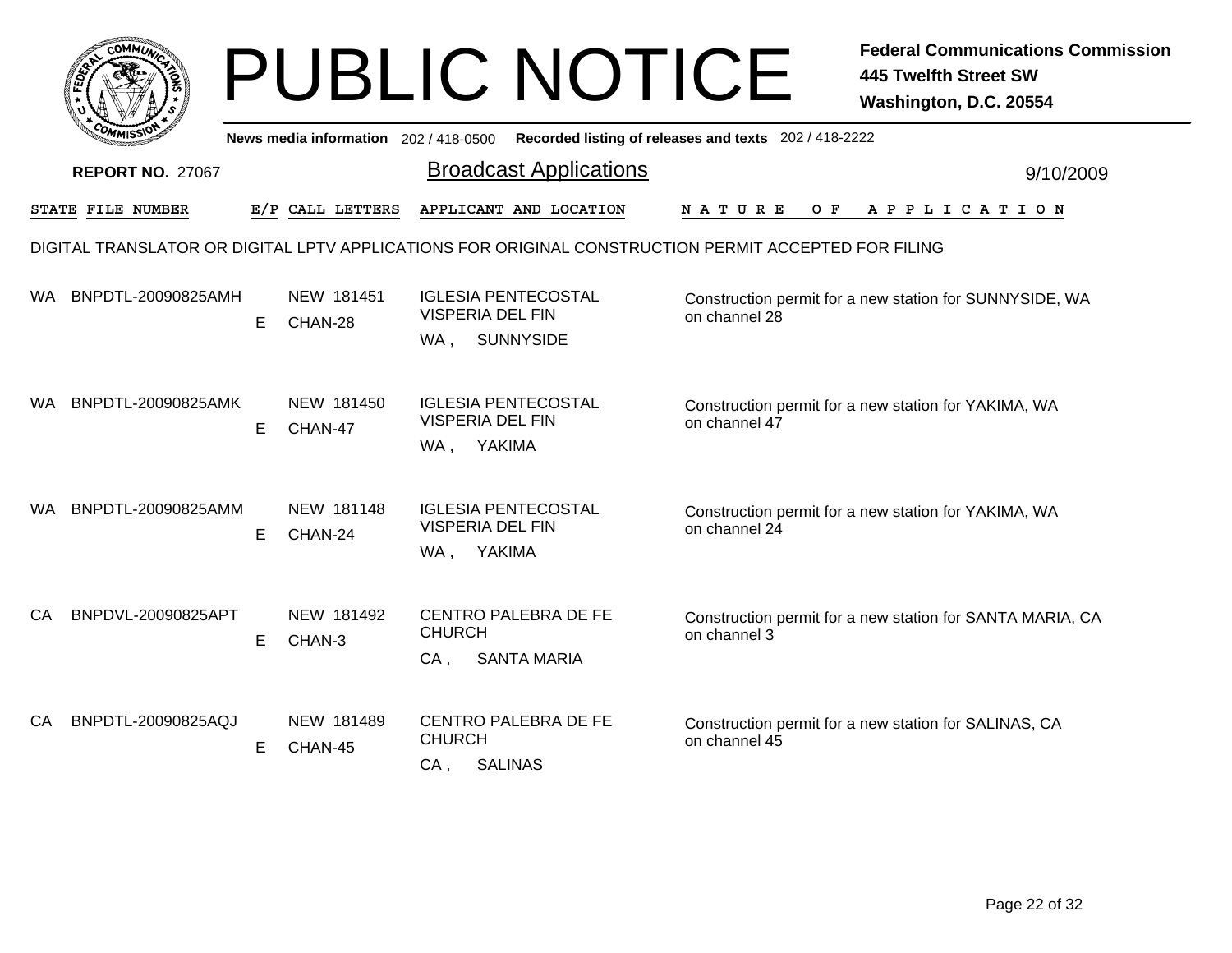# PUBLIC NOTICE

**Federal Communications Commission**
**445 Twelfth Street SW**
**Washington, D.C. 20554**

News media information 202 / 418-0500 Recorded listing of releases and texts 202 / 418-2222

**REPORT NO.** 27067

## Broadcast Applications

9/10/2009

| STATE | FILE NUMBER | E/P | CALL LETTERS | APPLICANT AND LOCATION | NATURE OF APPLICATION |
|---|---|---|---|---|---|

DIGITAL TRANSLATOR OR DIGITAL LPTV APPLICATIONS FOR ORIGINAL CONSTRUCTION PERMIT ACCEPTED FOR FILING

| STATE | FILE NUMBER | E/P | CALL LETTERS | APPLICANT AND LOCATION | NATURE OF APPLICATION |
|---|---|---|---|---|---|
| WA | BNPDTL-20090825AMH | E | NEW 181451 CHAN-28 | IGLESIA PENTECOSTAL VISPERIA DEL FIN WA , SUNNYSIDE | Construction permit for a new station for SUNNYSIDE, WA on channel 28 |
| WA | BNPDTL-20090825AMK | E | NEW 181450 CHAN-47 | IGLESIA PENTECOSTAL VISPERIA DEL FIN WA , YAKIMA | Construction permit for a new station for YAKIMA, WA on channel 47 |
| WA | BNPDTL-20090825AMM | E | NEW 181148 CHAN-24 | IGLESIA PENTECOSTAL VISPERIA DEL FIN WA , YAKIMA | Construction permit for a new station for YAKIMA, WA on channel 24 |
| CA | BNPDVL-20090825APT | E | NEW 181492 CHAN-3 | CENTRO PALEBRA DE FE CHURCH CA , SANTA MARIA | Construction permit for a new station for SANTA MARIA, CA on channel 3 |
| CA | BNPDTL-20090825AQJ | E | NEW 181489 CHAN-45 | CENTRO PALEBRA DE FE CHURCH CA , SALINAS | Construction permit for a new station for SALINAS, CA on channel 45 |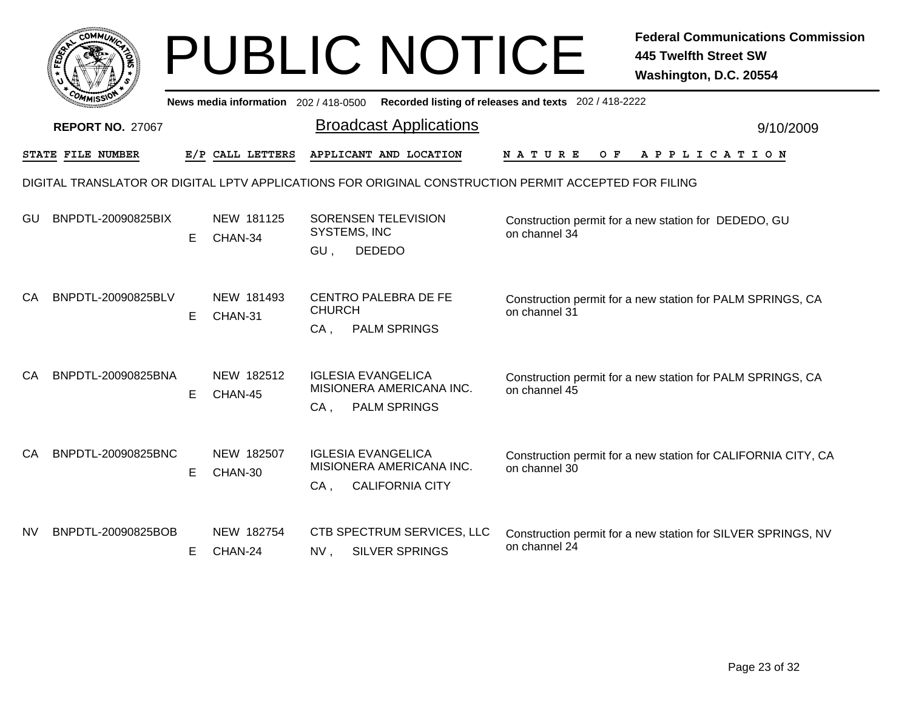# PUBLIC NOTICE

**Federal Communications Commission**
**445 Twelfth Street SW**
**Washington, D.C. 20554**

News media information 202 / 418-0500 Recorded listing of releases and texts 202 / 418-2222

**REPORT NO.** 27067

## Broadcast Applications

9/10/2009

DIGITAL TRANSLATOR OR DIGITAL LPTV APPLICATIONS FOR ORIGINAL CONSTRUCTION PERMIT ACCEPTED FOR FILING

| STATE | FILE NUMBER | E/P | CALL LETTERS | APPLICANT AND LOCATION | NATURE OF APPLICATION |
|---|---|---|---|---|---|
| GU | BNPDTL-20090825BIX | E | NEW 181125 CHAN-34 | SORENSEN TELEVISION SYSTEMS, INC GU , DEDEDO | Construction permit for a new station for DEDEDO, GU on channel 34 |
| CA | BNPDTL-20090825BLV | E | NEW 181493 CHAN-31 | CENTRO PALEBRA DE FE CHURCH CA , PALM SPRINGS | Construction permit for a new station for PALM SPRINGS, CA on channel 31 |
| CA | BNPDTL-20090825BNA | E | NEW 182512 CHAN-45 | IGLESIA EVANGELICA MISIONERA AMERICANA INC. CA , PALM SPRINGS | Construction permit for a new station for PALM SPRINGS, CA on channel 45 |
| CA | BNPDTL-20090825BNC | E | NEW 182507 CHAN-30 | IGLESIA EVANGELICA MISIONERA AMERICANA INC. CA , CALIFORNIA CITY | Construction permit for a new station for CALIFORNIA CITY, CA on channel 30 |
| NV | BNPDTL-20090825BOB | E | NEW 182754 CHAN-24 | CTB SPECTRUM SERVICES, LLC NV , SILVER SPRINGS | Construction permit for a new station for SILVER SPRINGS, NV on channel 24 |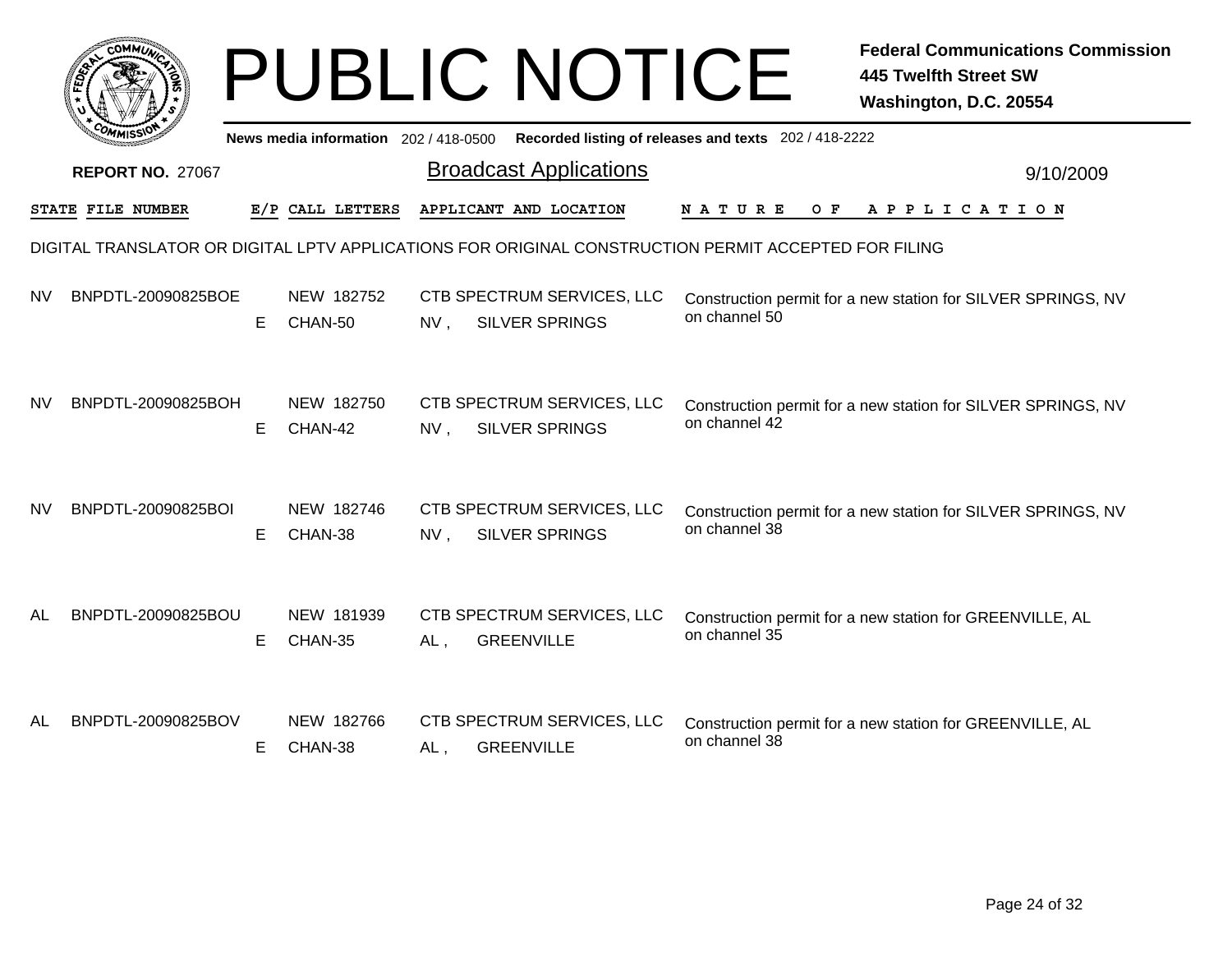# PUBLIC NOTICE

**Federal Communications Commission**
**445 Twelfth Street SW**
**Washington, D.C. 20554**

News media information 202 / 418-0500 Recorded listing of releases and texts 202 / 418-2222

**REPORT NO.** 27067

## Broadcast Applications

9/10/2009

DIGITAL TRANSLATOR OR DIGITAL LPTV APPLICATIONS FOR ORIGINAL CONSTRUCTION PERMIT ACCEPTED FOR FILING

| STATE | FILE NUMBER | E/P | CALL LETTERS | APPLICANT AND LOCATION | NATURE OF APPLICATION |
|---|---|---|---|---|---|
| NV | BNPDTL-20090825BOE | E | NEW 182752 CHAN-50 | CTB SPECTRUM SERVICES, LLC NV , SILVER SPRINGS | Construction permit for a new station for SILVER SPRINGS, NV on channel 50 |
| NV | BNPDTL-20090825BOH | E | NEW 182750 CHAN-42 | CTB SPECTRUM SERVICES, LLC NV , SILVER SPRINGS | Construction permit for a new station for SILVER SPRINGS, NV on channel 42 |
| NV | BNPDTL-20090825BOI | E | NEW 182746 CHAN-38 | CTB SPECTRUM SERVICES, LLC NV , SILVER SPRINGS | Construction permit for a new station for SILVER SPRINGS, NV on channel 38 |
| AL | BNPDTL-20090825BOU | E | NEW 181939 CHAN-35 | CTB SPECTRUM SERVICES, LLC AL , GREENVILLE | Construction permit for a new station for GREENVILLE, AL on channel 35 |
| AL | BNPDTL-20090825BOV | E | NEW 182766 CHAN-38 | CTB SPECTRUM SERVICES, LLC AL , GREENVILLE | Construction permit for a new station for GREENVILLE, AL on channel 38 |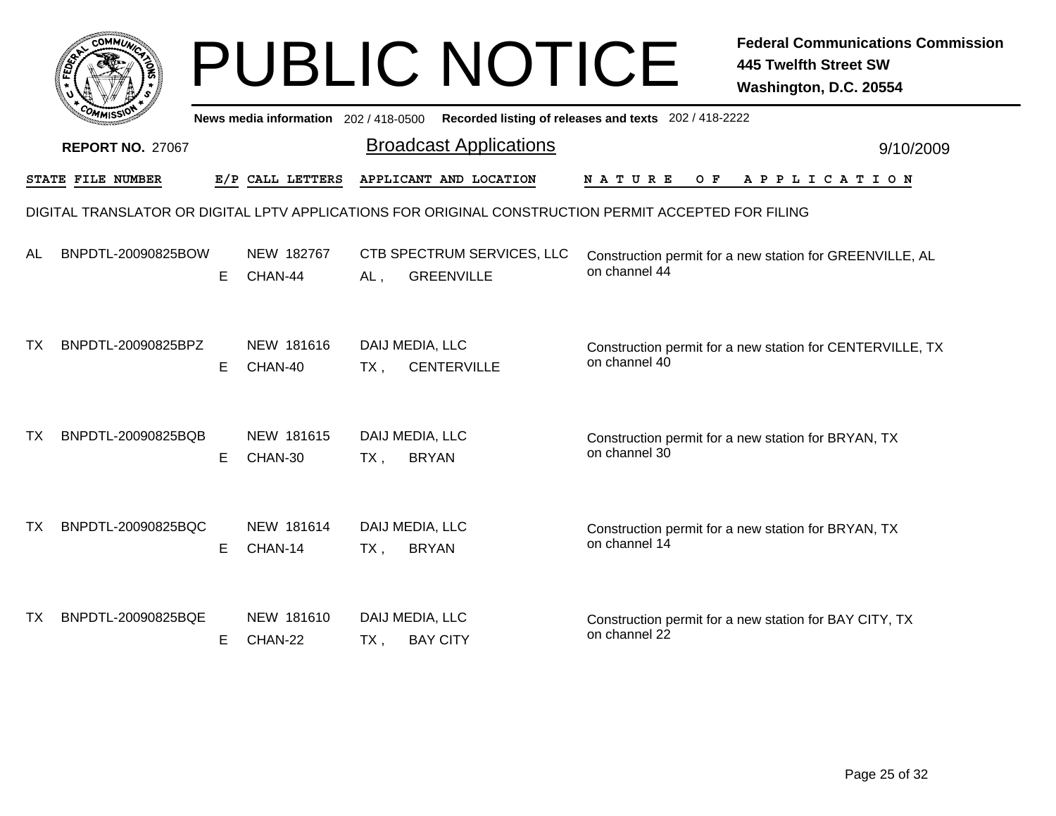# PUBLIC NOTICE

**Federal Communications Commission**
**445 Twelfth Street SW**
**Washington, D.C. 20554**

News media information 202 / 418-0500 Recorded listing of releases and texts 202 / 418-2222

**REPORT NO.** 27067

## Broadcast Applications

9/10/2009

DIGITAL TRANSLATOR OR DIGITAL LPTV APPLICATIONS FOR ORIGINAL CONSTRUCTION PERMIT ACCEPTED FOR FILING

| STATE | FILE NUMBER | E/P | CALL LETTERS | APPLICANT AND LOCATION | NATURE OF APPLICATION |
|---|---|---|---|---|---|
| AL | BNPDTL-20090825BOW | E | NEW 182767<br>CHAN-44 | CTB SPECTRUM SERVICES, LLC<br>AL , GREENVILLE | Construction permit for a new station for GREENVILLE, AL on channel 44 |
| TX | BNPDTL-20090825BPZ | E | NEW 181616<br>CHAN-40 | DAIJ MEDIA, LLC<br>TX , CENTERVILLE | Construction permit for a new station for CENTERVILLE, TX on channel 40 |
| TX | BNPDTL-20090825BQB | E | NEW 181615<br>CHAN-30 | DAIJ MEDIA, LLC<br>TX , BRYAN | Construction permit for a new station for BRYAN, TX on channel 30 |
| TX | BNPDTL-20090825BQC | E | NEW 181614<br>CHAN-14 | DAIJ MEDIA, LLC<br>TX , BRYAN | Construction permit for a new station for BRYAN, TX on channel 14 |
| TX | BNPDTL-20090825BQE | E | NEW 181610<br>CHAN-22 | DAIJ MEDIA, LLC<br>TX , BAY CITY | Construction permit for a new station for BAY CITY, TX on channel 22 |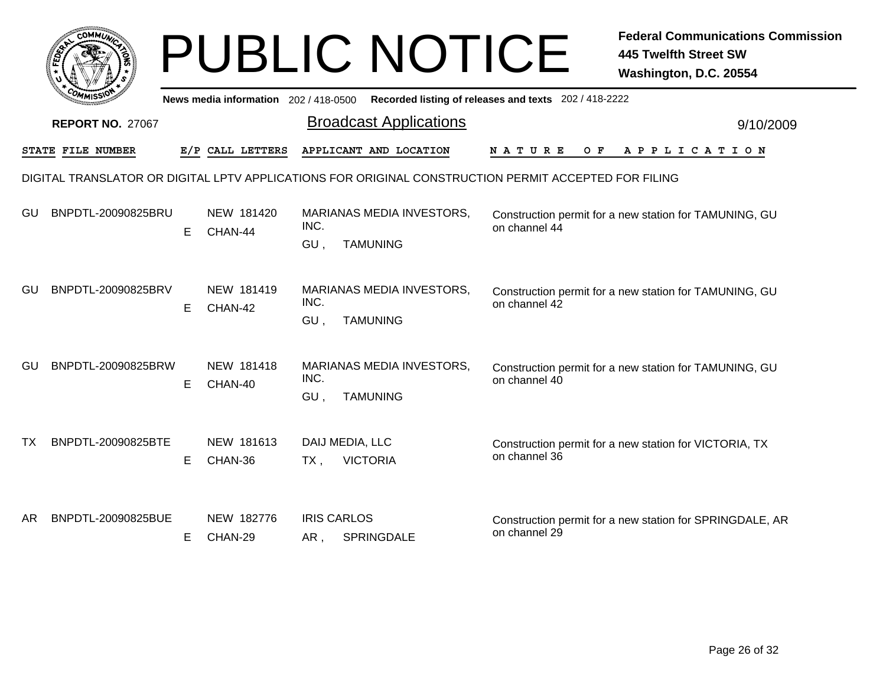# PUBLIC NOTICE

**Federal Communications Commission**
**445 Twelfth Street SW**
**Washington, D.C. 20554**

News media information 202 / 418-0500 Recorded listing of releases and texts 202 / 418-2222

**REPORT NO.** 27067

## Broadcast Applications

9/10/2009

DIGITAL TRANSLATOR OR DIGITAL LPTV APPLICATIONS FOR ORIGINAL CONSTRUCTION PERMIT ACCEPTED FOR FILING

| STATE | FILE NUMBER | E/P | CALL LETTERS | APPLICANT AND LOCATION | NATURE OF APPLICATION |
|---|---|---|---|---|---|
| GU | BNPDTL-20090825BRU | E | NEW 181420 CHAN-44 | MARIANAS MEDIA INVESTORS, INC. GU , TAMUNING | Construction permit for a new station for TAMUNING, GU on channel 44 |
| GU | BNPDTL-20090825BRV | E | NEW 181419 CHAN-42 | MARIANAS MEDIA INVESTORS, INC. GU , TAMUNING | Construction permit for a new station for TAMUNING, GU on channel 42 |
| GU | BNPDTL-20090825BRW | E | NEW 181418 CHAN-40 | MARIANAS MEDIA INVESTORS, INC. GU , TAMUNING | Construction permit for a new station for TAMUNING, GU on channel 40 |
| TX | BNPDTL-20090825BTE | E | NEW 181613 CHAN-36 | DAIJ MEDIA, LLC TX , VICTORIA | Construction permit for a new station for VICTORIA, TX on channel 36 |
| AR | BNPDTL-20090825BUE | E | NEW 182776 CHAN-29 | IRIS CARLOS AR , SPRINGDALE | Construction permit for a new station for SPRINGDALE, AR on channel 29 |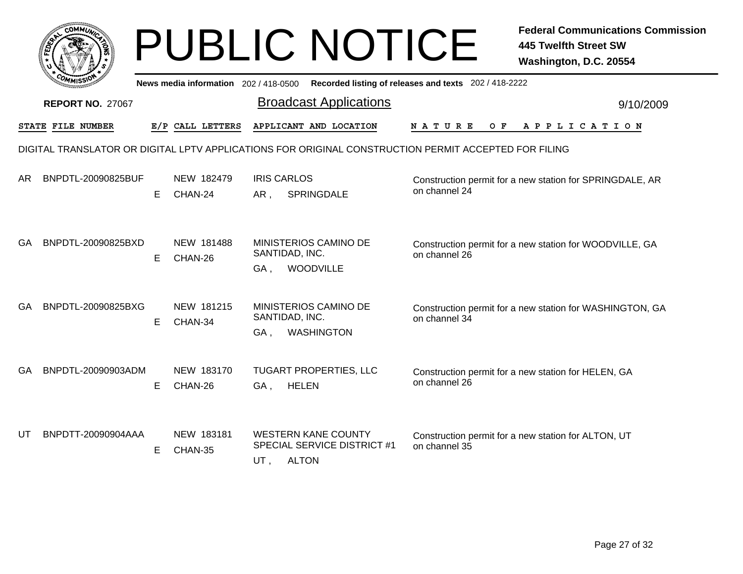# PUBLIC NOTICE

**Federal Communications Commission**
**445 Twelfth Street SW**
**Washington, D.C. 20554**

News media information 202 / 418-0500 Recorded listing of releases and texts 202 / 418-2222

**REPORT NO.** 27067

## Broadcast Applications

9/10/2009

DIGITAL TRANSLATOR OR DIGITAL LPTV APPLICATIONS FOR ORIGINAL CONSTRUCTION PERMIT ACCEPTED FOR FILING

| STATE | FILE NUMBER | E/P | CALL LETTERS | APPLICANT AND LOCATION | NATURE OF APPLICATION |
|---|---|---|---|---|---|
| AR | BNPDTL-20090825BUF | E | NEW 182479 CHAN-24 | IRIS CARLOS<br>AR , SPRINGDALE | Construction permit for a new station for SPRINGDALE, AR on channel 24 |
| GA | BNPDTL-20090825BXD | E | NEW 181488 CHAN-26 | MINISTERIOS CAMINO DE SANTIDAD, INC.<br>GA , WOODVILLE | Construction permit for a new station for WOODVILLE, GA on channel 26 |
| GA | BNPDTL-20090825BXG | E | NEW 181215 CHAN-34 | MINISTERIOS CAMINO DE SANTIDAD, INC.<br>GA , WASHINGTON | Construction permit for a new station for WASHINGTON, GA on channel 34 |
| GA | BNPDTL-20090903ADM | E | NEW 183170 CHAN-26 | TUGART PROPERTIES, LLC<br>GA , HELEN | Construction permit for a new station for HELEN, GA on channel 26 |
| UT | BNPDTT-20090904AAA | E | NEW 183181 CHAN-35 | WESTERN KANE COUNTY SPECIAL SERVICE DISTRICT #1<br>UT , ALTON | Construction permit for a new station for ALTON, UT on channel 35 |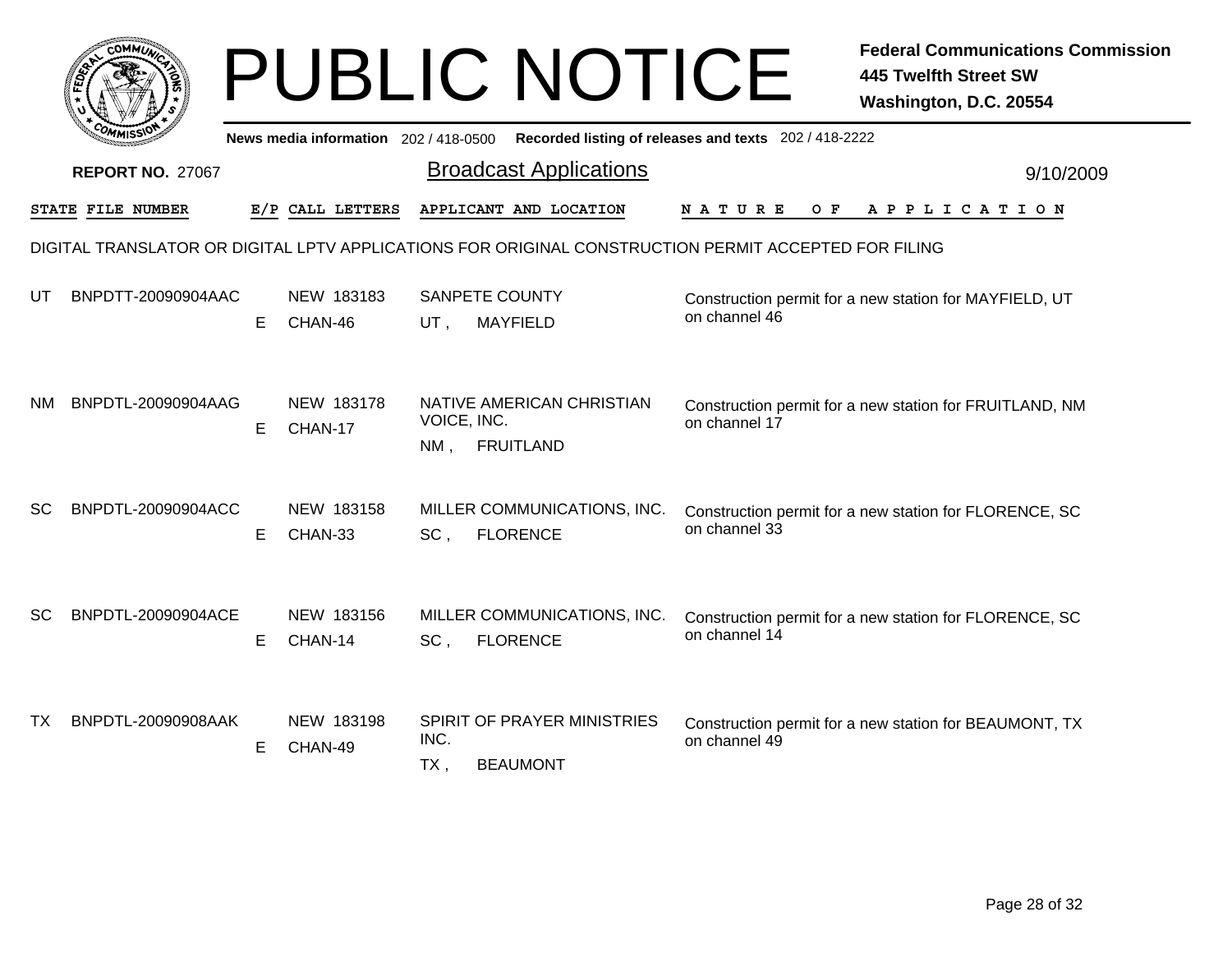# PUBLIC NOTICE

**Federal Communications Commission**
**445 Twelfth Street SW**
**Washington, D.C. 20554**

News media information 202 / 418-0500 Recorded listing of releases and texts 202 / 418-2222

**REPORT NO.** 27067

## Broadcast Applications

9/10/2009

DIGITAL TRANSLATOR OR DIGITAL LPTV APPLICATIONS FOR ORIGINAL CONSTRUCTION PERMIT ACCEPTED FOR FILING

| STATE | FILE NUMBER | E/P | CALL LETTERS | APPLICANT AND LOCATION | NATURE OF APPLICATION |
|---|---|---|---|---|---|
| UT | BNPDTT-20090904AAC | E | NEW 183183 CHAN-46 | SANPETE COUNTY UT , MAYFIELD | Construction permit for a new station for MAYFIELD, UT on channel 46 |
| NM | BNPDTL-20090904AAG | E | NEW 183178 CHAN-17 | NATIVE AMERICAN CHRISTIAN VOICE, INC. NM , FRUITLAND | Construction permit for a new station for FRUITLAND, NM on channel 17 |
| SC | BNPDTL-20090904ACC | E | NEW 183158 CHAN-33 | MILLER COMMUNICATIONS, INC. SC , FLORENCE | Construction permit for a new station for FLORENCE, SC on channel 33 |
| SC | BNPDTL-20090904ACE | E | NEW 183156 CHAN-14 | MILLER COMMUNICATIONS, INC. SC , FLORENCE | Construction permit for a new station for FLORENCE, SC on channel 14 |
| TX | BNPDTL-20090908AAK | E | NEW 183198 CHAN-49 | SPIRIT OF PRAYER MINISTRIES INC. TX , BEAUMONT | Construction permit for a new station for BEAUMONT, TX on channel 49 |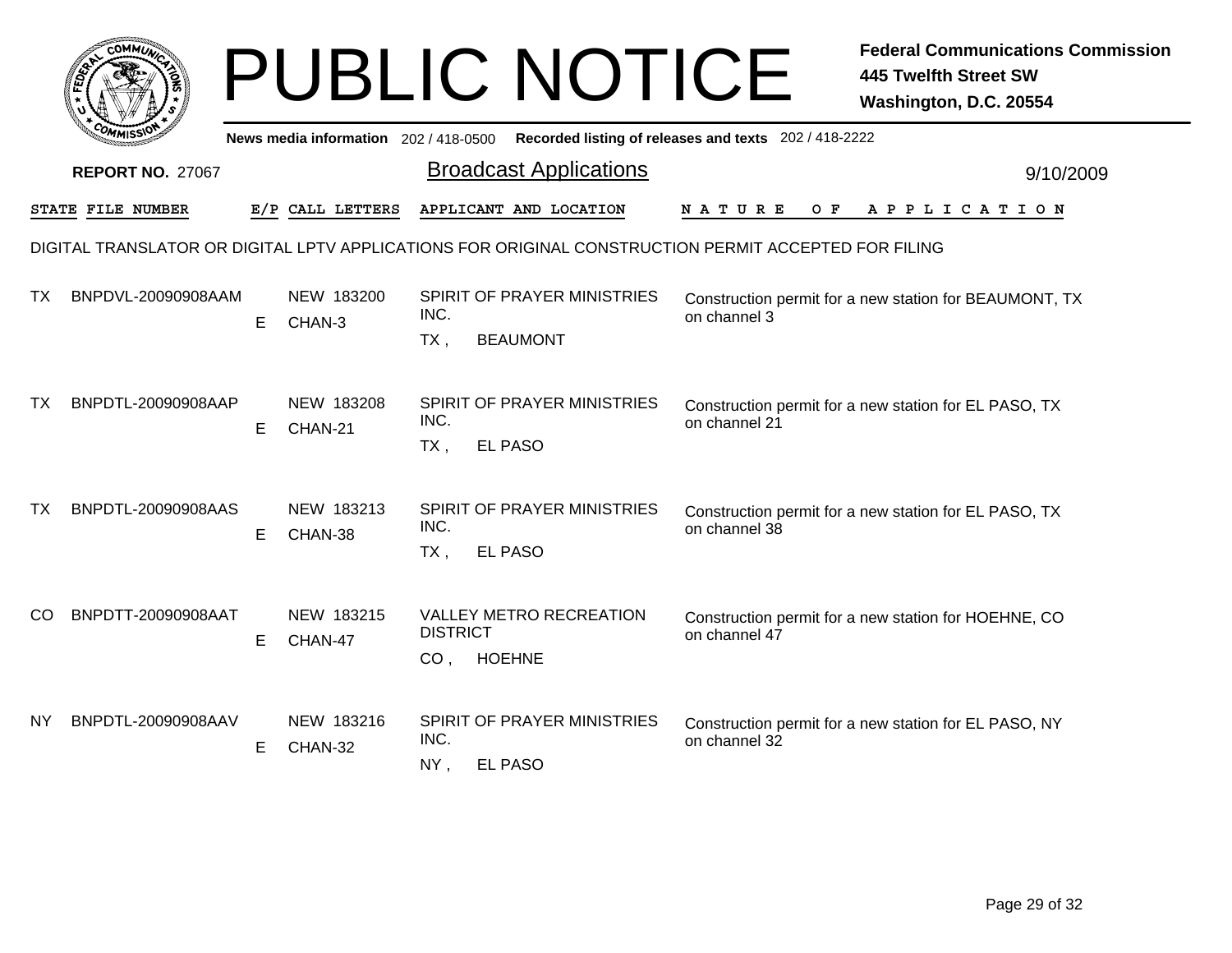# PUBLIC NOTICE

**Federal Communications Commission**
**445 Twelfth Street SW**
**Washington, D.C. 20554**

News media information 202 / 418-0500 Recorded listing of releases and texts 202 / 418-2222

**REPORT NO. 27067**

## Broadcast Applications

9/10/2009

DIGITAL TRANSLATOR OR DIGITAL LPTV APPLICATIONS FOR ORIGINAL CONSTRUCTION PERMIT ACCEPTED FOR FILING

| STATE | FILE NUMBER | E/P | CALL LETTERS | APPLICANT AND LOCATION | NATURE OF APPLICATION |
|---|---|---|---|---|---|
| TX | BNPDVL-20090908AAM | E | NEW 183200 CHAN-3 | SPIRIT OF PRAYER MINISTRIES INC. TX , BEAUMONT | Construction permit for a new station for BEAUMONT, TX on channel 3 |
| TX | BNPDTL-20090908AAP | E | NEW 183208 CHAN-21 | SPIRIT OF PRAYER MINISTRIES INC. TX , EL PASO | Construction permit for a new station for EL PASO, TX on channel 21 |
| TX | BNPDTL-20090908AAS | E | NEW 183213 CHAN-38 | SPIRIT OF PRAYER MINISTRIES INC. TX , EL PASO | Construction permit for a new station for EL PASO, TX on channel 38 |
| CO | BNPDTT-20090908AAT | E | NEW 183215 CHAN-47 | VALLEY METRO RECREATION DISTRICT CO , HOEHNE | Construction permit for a new station for HOEHNE, CO on channel 47 |
| NY | BNPDTL-20090908AAV | E | NEW 183216 CHAN-32 | SPIRIT OF PRAYER MINISTRIES INC. NY , EL PASO | Construction permit for a new station for EL PASO, NY on channel 32 |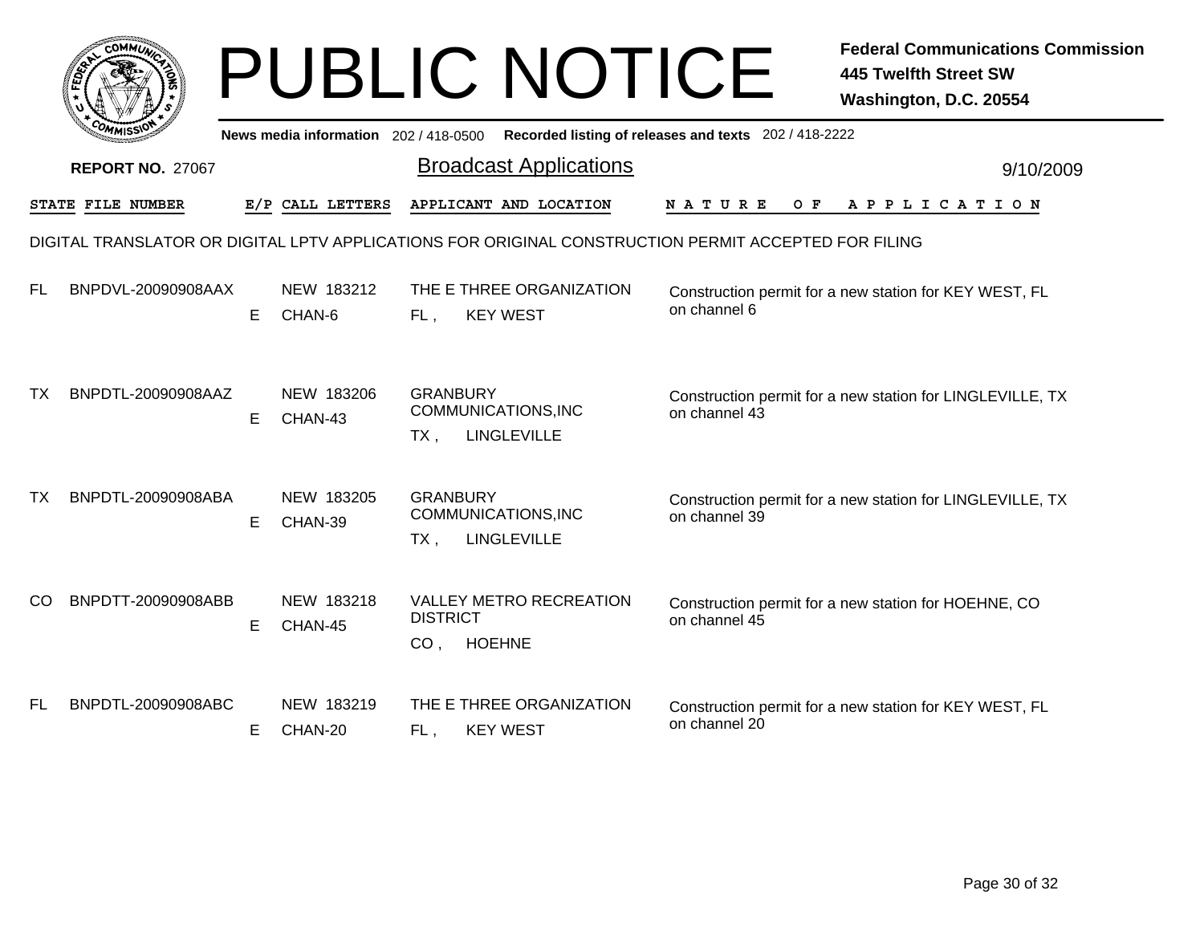# PUBLIC NOTICE

**Federal Communications Commission**
**445 Twelfth Street SW**
**Washington, D.C. 20554**

News media information 202 / 418-0500 Recorded listing of releases and texts 202 / 418-2222

**REPORT NO.** 27067

## Broadcast Applications

9/10/2009

DIGITAL TRANSLATOR OR DIGITAL LPTV APPLICATIONS FOR ORIGINAL CONSTRUCTION PERMIT ACCEPTED FOR FILING

| STATE | FILE NUMBER | E/P | CALL LETTERS | APPLICANT AND LOCATION | NATURE OF APPLICATION |
|---|---|---|---|---|---|
| FL | BNPDVL-20090908AAX | E | NEW 183212 CHAN-6 | THE E THREE ORGANIZATION FL , KEY WEST | Construction permit for a new station for KEY WEST, FL on channel 6 |
| TX | BNPDTL-20090908AAZ | E | NEW 183206 CHAN-43 | GRANBURY COMMUNICATIONS,INC TX , LINGLEVILLE | Construction permit for a new station for LINGLEVILLE, TX on channel 43 |
| TX | BNPDTL-20090908ABA | E | NEW 183205 CHAN-39 | GRANBURY COMMUNICATIONS,INC TX , LINGLEVILLE | Construction permit for a new station for LINGLEVILLE, TX on channel 39 |
| CO | BNPDTT-20090908ABB | E | NEW 183218 CHAN-45 | VALLEY METRO RECREATION DISTRICT CO , HOEHNE | Construction permit for a new station for HOEHNE, CO on channel 45 |
| FL | BNPDTL-20090908ABC | E | NEW 183219 CHAN-20 | THE E THREE ORGANIZATION FL , KEY WEST | Construction permit for a new station for KEY WEST, FL on channel 20 |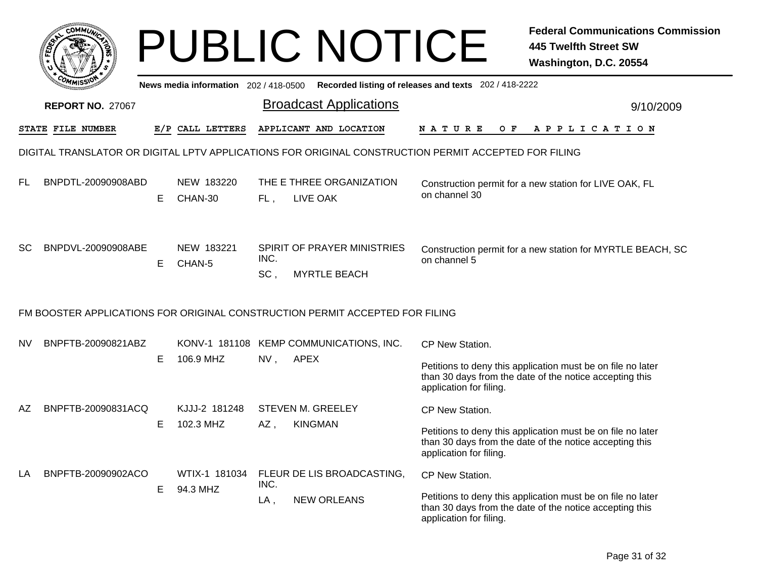# PUBLIC NOTICE

**Federal Communications Commission**
**445 Twelfth Street SW**
**Washington, D.C. 20554**

News media information 202 / 418-0500 Recorded listing of releases and texts 202 / 418-2222

**REPORT NO.** 27067

## Broadcast Applications

9/10/2009

### DIGITAL TRANSLATOR OR DIGITAL LPTV APPLICATIONS FOR ORIGINAL CONSTRUCTION PERMIT ACCEPTED FOR FILING

| STATE | FILE NUMBER | E/P | CALL LETTERS | APPLICANT AND LOCATION | NATURE OF APPLICATION |
|---|---|---|---|---|---|
| FL | BNPDTL-20090908ABD | E | NEW 183220 CHAN-30 | THE E THREE ORGANIZATION FL , LIVE OAK | Construction permit for a new station for LIVE OAK, FL on channel 30 |
| SC | BNPDVL-20090908ABE | E | NEW 183221 CHAN-5 | SPIRIT OF PRAYER MINISTRIES INC. SC , MYRTLE BEACH | Construction permit for a new station for MYRTLE BEACH, SC on channel 5 |

### FM BOOSTER APPLICATIONS FOR ORIGINAL CONSTRUCTION PERMIT ACCEPTED FOR FILING

| STATE | FILE NUMBER | E/P | CALL LETTERS | APPLICANT AND LOCATION | NATURE OF APPLICATION |
|---|---|---|---|---|---|
| NV | BNPFTB-20090821ABZ | E | KONV-1 181108 106.9 MHZ | KEMP COMMUNICATIONS, INC. NV , APEX | CP New Station. Petitions to deny this application must be on file no later than 30 days from the date of the notice accepting this application for filing. |
| AZ | BNPFTB-20090831ACQ | E | KJJJ-2 181248 102.3 MHZ | STEVEN M. GREELEY AZ , KINGMAN | CP New Station. Petitions to deny this application must be on file no later than 30 days from the date of the notice accepting this application for filing. |
| LA | BNPFTB-20090902ACO | E | WTIX-1 181034 94.3 MHZ | FLEUR DE LIS BROADCASTING, INC. LA , NEW ORLEANS | CP New Station. Petitions to deny this application must be on file no later than 30 days from the date of the notice accepting this application for filing. |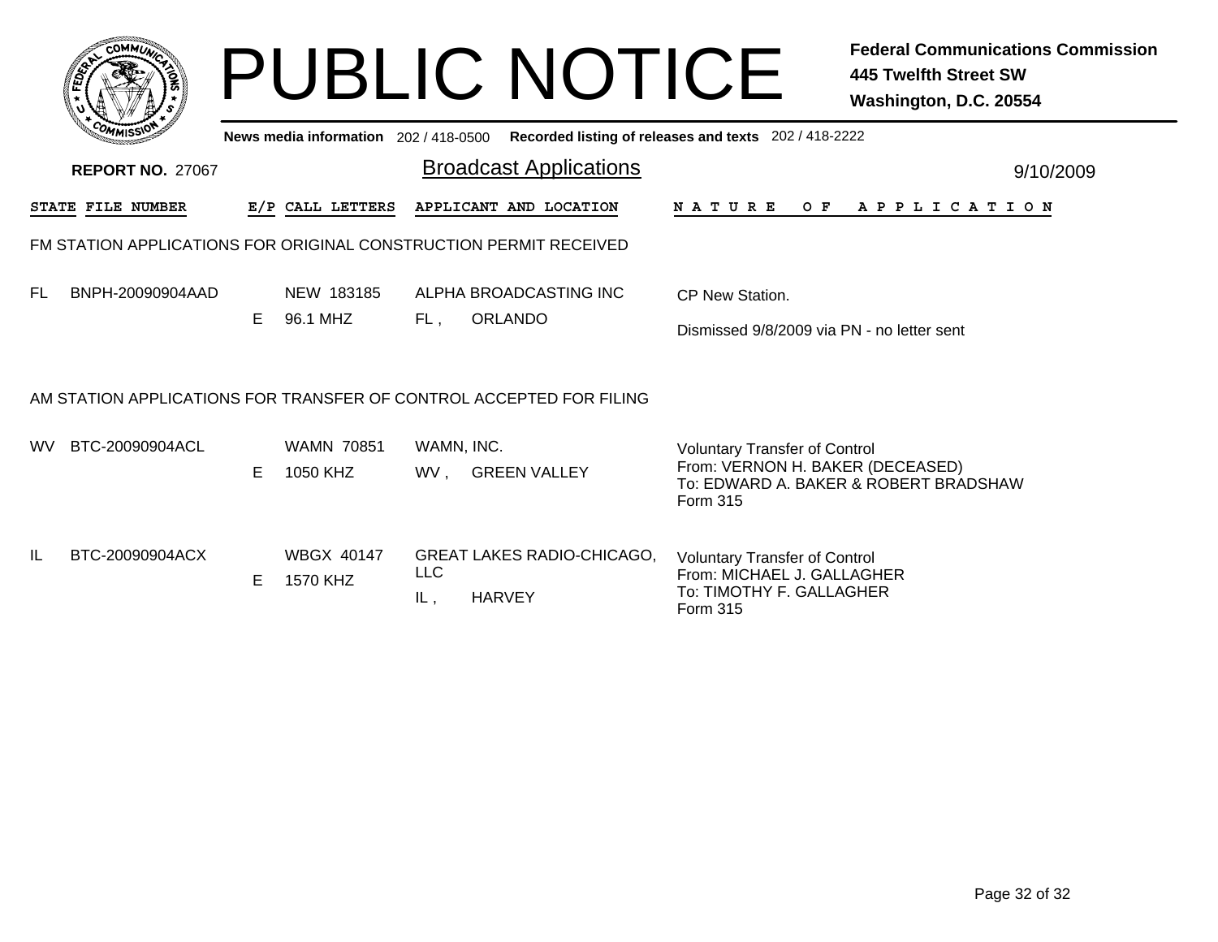# PUBLIC NOTICE

**Federal Communications Commission**
**445 Twelfth Street SW**
**Washington, D.C. 20554**

News media information 202 / 418-0500 Recorded listing of releases and texts 202 / 418-2222

**REPORT NO.** 27067

## Broadcast Applications

9/10/2009

| STATE | FILE NUMBER | E/P | CALL LETTERS | APPLICANT AND LOCATION | NATURE OF APPLICATION |
|---|---|---|---|---|---|

### FM STATION APPLICATIONS FOR ORIGINAL CONSTRUCTION PERMIT RECEIVED

| STATE | FILE NUMBER | E/P | CALL LETTERS | APPLICANT AND LOCATION | NATURE OF APPLICATION |
|---|---|---|---|---|---|
| FL | BNPH-20090904AAD | E | NEW 183185<br>96.1 MHZ | ALPHA BROADCASTING INC<br>FL , ORLANDO | CP New Station.<br>Dismissed 9/8/2009 via PN - no letter sent |

### AM STATION APPLICATIONS FOR TRANSFER OF CONTROL ACCEPTED FOR FILING

| STATE | FILE NUMBER | E/P | CALL LETTERS | APPLICANT AND LOCATION | NATURE OF APPLICATION |
|---|---|---|---|---|---|
| WV | BTC-20090904ACL | E | WAMN 70851<br>1050 KHZ | WAMN, INC.<br>WV , GREEN VALLEY | Voluntary Transfer of Control<br>From: VERNON H. BAKER (DECEASED)<br>To: EDWARD A. BAKER & ROBERT BRADSHAW<br>Form 315 |
| IL | BTC-20090904ACX | E | WBGX 40147<br>1570 KHZ | GREAT LAKES RADIO-CHICAGO, LLC<br>IL , HARVEY | Voluntary Transfer of Control<br>From: MICHAEL J. GALLAGHER<br>To: TIMOTHY F. GALLAGHER<br>Form 315 |